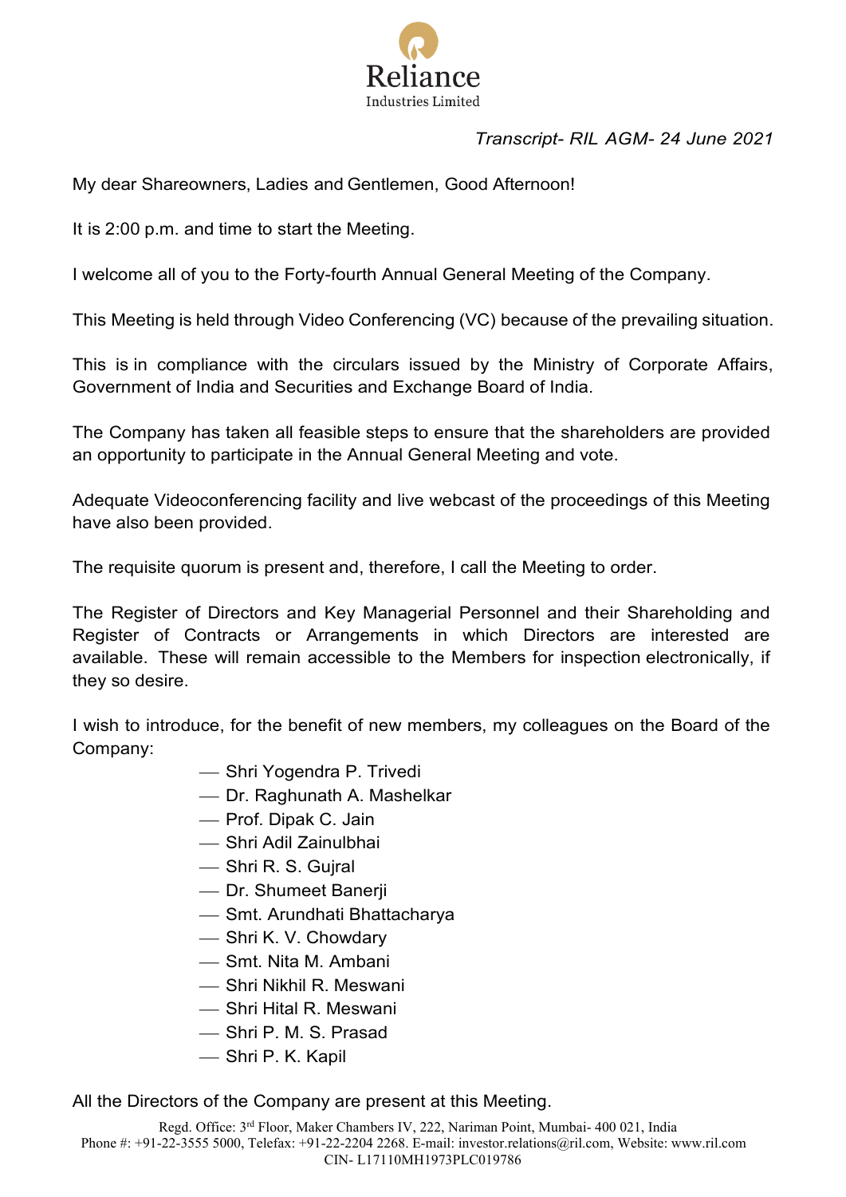*Transcript- RIL AGM- 24 June 2021*

My dear Shareowners, Ladies and Gentlemen, Good Afternoon!

It is 2:00 p.m. and time to start the Meeting.

I welcome all of you to the Forty-fourth Annual General Meeting of the Company.

This Meeting is held through Video Conferencing (VC) because of the prevailing situation.

This is in compliance with the circulars issued by the Ministry of Corporate Affairs, Government of India and Securities and Exchange Board of India.

The Company has taken all feasible steps to ensure that the shareholders are provided an opportunity to participate in the Annual General Meeting and vote.

Adequate Videoconferencing facility and live webcast of the proceedings of this Meeting have also been provided.

The requisite quorum is present and, therefore, I call the Meeting to order.

The Register of Directors and Key Managerial Personnel and their Shareholding and Register of Contracts or Arrangements in which Directors are interested are available. These will remain accessible to the Members for inspection electronically, if they so desire.

I wish to introduce, for the benefit of new members, my colleagues on the Board of the Company:

- Shri Yogendra P. Trivedi
- Dr. Raghunath A. Mashelkar
- Prof. Dipak C. Jain
- Shri Adil Zainulbhai
- Shri R. S. Gujral
- Dr. Shumeet Banerji
- Smt. Arundhati Bhattacharya
- Shri K. V. Chowdary
- Smt. Nita M. Ambani
- Shri Nikhil R. Meswani
- Shri Hital R. Meswani
- Shri P. M. S. Prasad
- Shri P. K. Kapil

All the Directors of the Company are present at this Meeting.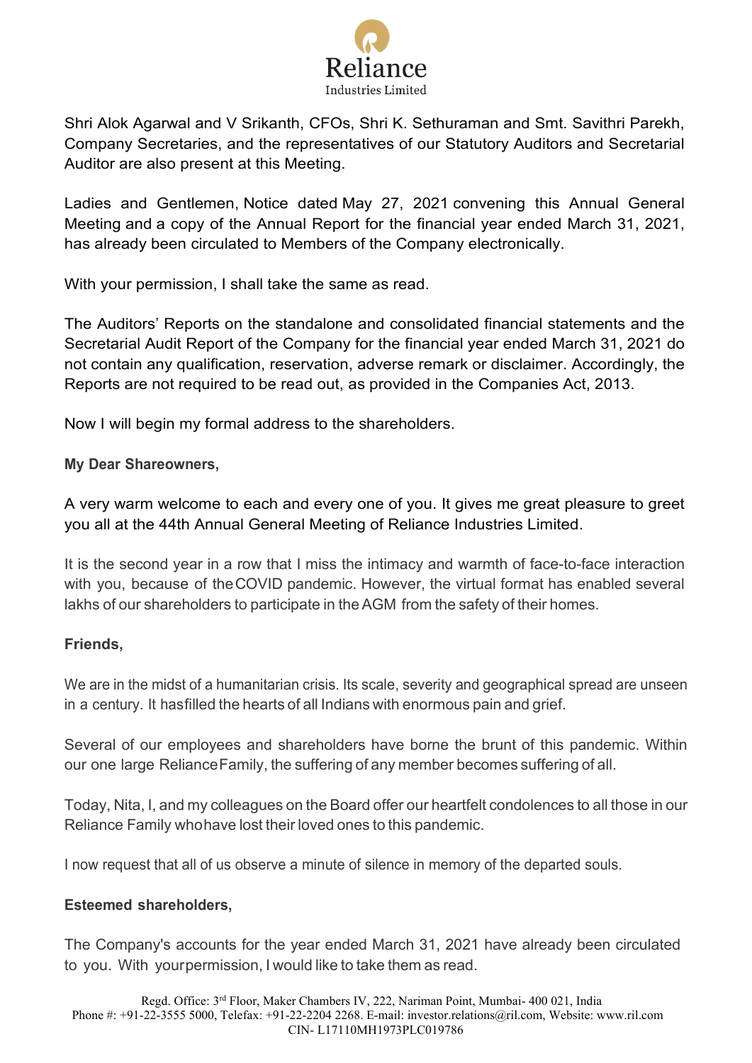Shri Alok Agarwal and V Srikanth, CFOs, Shri K. Sethuraman and Smt. Savithri Parekh, Company Secretaries, and the representatives of our Statutory Auditors and Secretarial Auditor are also present at this Meeting.

Ladies and Gentlemen, Notice dated May 27, 2021 convening this Annual General Meeting and a copy of the Annual Report for the financial year ended March 31, 2021, has already been circulated to Members of the Company electronically.

With your permission, I shall take the same as read.

The Auditors' Reports on the standalone and consolidated financial statements and the Secretarial Audit Report of the Company for the financial year ended March 31, 2021 do not contain any qualification, reservation, adverse remark or disclaimer. Accordingly, the Reports are not required to be read out, as provided in the Companies Act, 2013.

Now I will begin my formal address to the shareholders.

**My Dear Shareowners,**

A very warm welcome to each and every one of you. It gives me great pleasure to greet you all at the 44th Annual General Meeting of Reliance Industries Limited.

It is the second year in a row that I miss the intimacy and warmth of face-to-face interaction with you, because of the COVID pandemic. However, the virtual format has enabled several lakhs of our shareholders to participate in the AGM from the safety of their homes.

**Friends,**

We are in the midst of a humanitarian crisis. Its scale, severity and geographical spread are unseen in a century. It has filled the hearts of all Indians with enormous pain and grief.

Several of our employees and shareholders have borne the brunt of this pandemic. Within our one large Reliance Family, the suffering of any member becomes suffering of all.

Today, Nita, I, and my colleagues on the Board offer our heartfelt condolences to all those in our Reliance Family who have lost their loved ones to this pandemic.

I now request that all of us observe a minute of silence in memory of the departed souls.

**Esteemed shareholders,**

The Company's accounts for the year ended March 31, 2021 have already been circulated to you. With your permission, I would like to take them as read.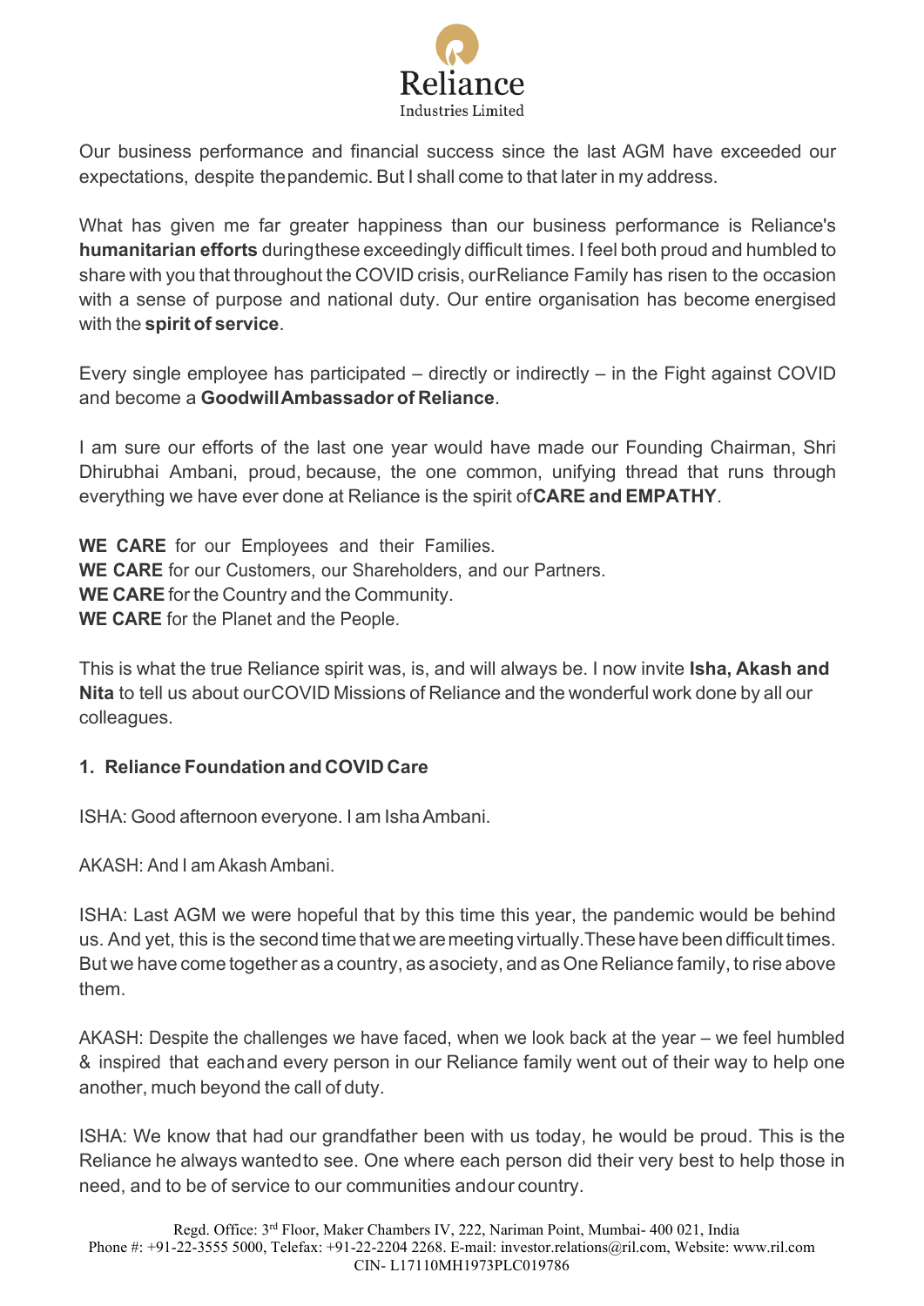Our business performance and financial success since the last AGM have exceeded our expectations, despite the pandemic. But I shall come to that later in my address.

What has given me far greater happiness than our business performance is Reliance's **humanitarian efforts** during these exceedingly difficult times. I feel both proud and humbled to share with you that throughout the COVID crisis, our Reliance Family has risen to the occasion with a sense of purpose and national duty. Our entire organisation has become energised with the **spirit of service**.

Every single employee has participated – directly or indirectly – in the Fight against COVID and become a **Goodwill Ambassador of Reliance**.

I am sure our efforts of the last one year would have made our Founding Chairman, Shri Dhirubhai Ambani, proud, because, the one common, unifying thread that runs through everything we have ever done at Reliance is the spirit of **CARE and EMPATHY**.

**WE CARE** for our Employees and their Families.
**WE CARE** for our Customers, our Shareholders, and our Partners.
**WE CARE** for the Country and the Community.
**WE CARE** for the Planet and the People.

This is what the true Reliance spirit was, is, and will always be. I now invite **Isha, Akash and Nita** to tell us about our COVID Missions of Reliance and the wonderful work done by all our colleagues.

### 1. Reliance Foundation and COVID Care

ISHA: Good afternoon everyone. I am Isha Ambani.

AKASH: And I am Akash Ambani.

ISHA: Last AGM we were hopeful that by this time this year, the pandemic would be behind us. And yet, this is the second time that we are meeting virtually. These have been difficult times. But we have come together as a country, as a society, and as One Reliance family, to rise above them.

AKASH: Despite the challenges we have faced, when we look back at the year – we feel humbled & inspired that each and every person in our Reliance family went out of their way to help one another, much beyond the call of duty.

ISHA: We know that had our grandfather been with us today, he would be proud. This is the Reliance he always wanted to see. One where each person did their very best to help those in need, and to be of service to our communities and our country.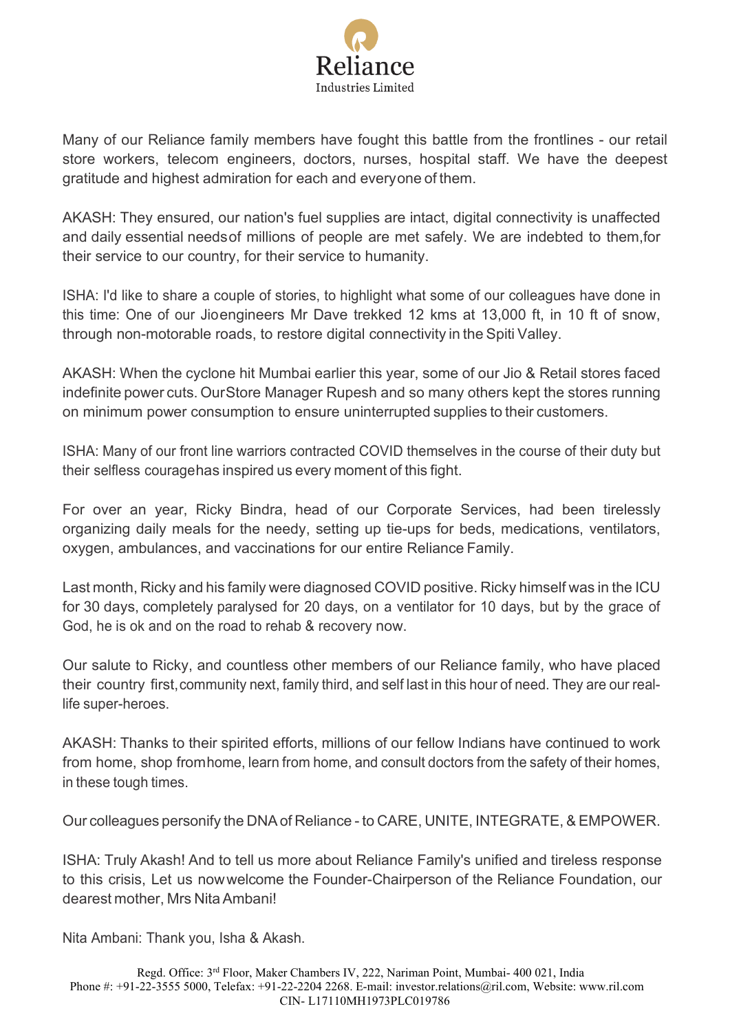Many of our Reliance family members have fought this battle from the frontlines - our retail store workers, telecom engineers, doctors, nurses, hospital staff. We have the deepest gratitude and highest admiration for each and everyone of them.

AKASH: They ensured, our nation's fuel supplies are intact, digital connectivity is unaffected and daily essential needsof millions of people are met safely. We are indebted to them,for their service to our country, for their service to humanity.

ISHA: I'd like to share a couple of stories, to highlight what some of our colleagues have done in this time: One of our Jioengineers Mr Dave trekked 12 kms at 13,000 ft, in 10 ft of snow, through non-motorable roads, to restore digital connectivity in the Spiti Valley.

AKASH: When the cyclone hit Mumbai earlier this year, some of our Jio & Retail stores faced indefinite power cuts. OurStore Manager Rupesh and so many others kept the stores running on minimum power consumption to ensure uninterrupted supplies to their customers.

ISHA: Many of our front line warriors contracted COVID themselves in the course of their duty but their selfless couragehas inspired us every moment of this fight.

For over an year, Ricky Bindra, head of our Corporate Services, had been tirelessly organizing daily meals for the needy, setting up tie-ups for beds, medications, ventilators, oxygen, ambulances, and vaccinations for our entire Reliance Family.

Last month, Ricky and his family were diagnosed COVID positive. Ricky himself was in the ICU for 30 days, completely paralysed for 20 days, on a ventilator for 10 days, but by the grace of God, he is ok and on the road to rehab & recovery now.

Our salute to Ricky, and countless other members of our Reliance family, who have placed their country first, community next, family third, and self last in this hour of need. They are our real-life super-heroes.

AKASH: Thanks to their spirited efforts, millions of our fellow Indians have continued to work from home, shop fromhome, learn from home, and consult doctors from the safety of their homes, in these tough times.

Our colleagues personify the DNA of Reliance - to CARE, UNITE, INTEGRATE, & EMPOWER.

ISHA: Truly Akash! And to tell us more about Reliance Family's unified and tireless response to this crisis, Let us nowwelcome the Founder-Chairperson of the Reliance Foundation, our dearest mother, Mrs Nita Ambani!

Nita Ambani: Thank you, Isha & Akash.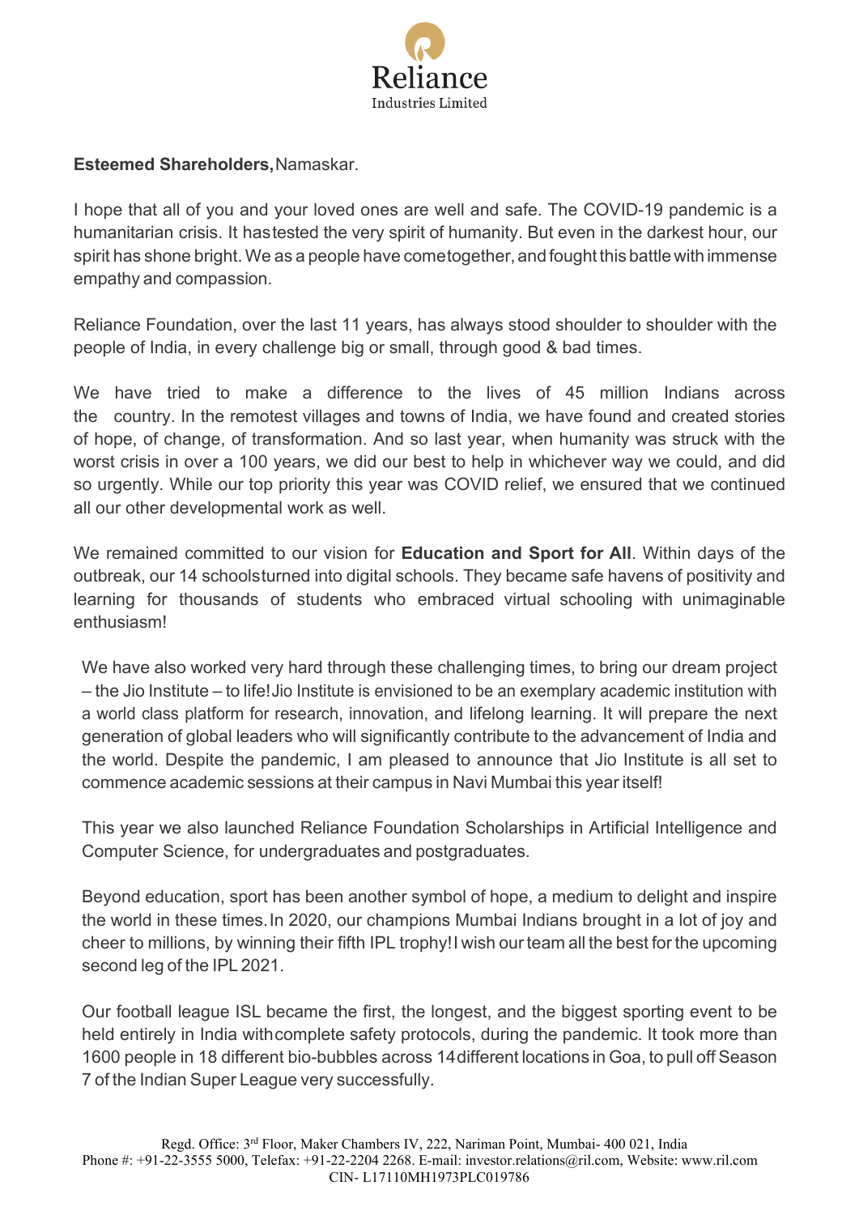**Esteemed Shareholders,** Namaskar.

I hope that all of you and your loved ones are well and safe. The COVID-19 pandemic is a humanitarian crisis. It has tested the very spirit of humanity. But even in the darkest hour, our spirit has shone bright. We as a people have come together, and fought this battle with immense empathy and compassion.

Reliance Foundation, over the last 11 years, has always stood shoulder to shoulder with the people of India, in every challenge big or small, through good & bad times.

We have tried to make a difference to the lives of 45 million Indians across the country. In the remotest villages and towns of India, we have found and created stories of hope, of change, of transformation. And so last year, when humanity was struck with the worst crisis in over a 100 years, we did our best to help in whichever way we could, and did so urgently. While our top priority this year was COVID relief, we ensured that we continued all our other developmental work as well.

We remained committed to our vision for **Education and Sport for All**. Within days of the outbreak, our 14 schools turned into digital schools. They became safe havens of positivity and learning for thousands of students who embraced virtual schooling with unimaginable enthusiasm!

We have also worked very hard through these challenging times, to bring our dream project – the Jio Institute – to life! Jio Institute is envisioned to be an exemplary academic institution with a world class platform for research, innovation, and lifelong learning. It will prepare the next generation of global leaders who will significantly contribute to the advancement of India and the world. Despite the pandemic, I am pleased to announce that Jio Institute is all set to commence academic sessions at their campus in Navi Mumbai this year itself!

This year we also launched Reliance Foundation Scholarships in Artificial Intelligence and Computer Science, for undergraduates and postgraduates.

Beyond education, sport has been another symbol of hope, a medium to delight and inspire the world in these times. In 2020, our champions Mumbai Indians brought in a lot of joy and cheer to millions, by winning their fifth IPL trophy! I wish our team all the best for the upcoming second leg of the IPL 2021.

Our football league ISL became the first, the longest, and the biggest sporting event to be held entirely in India with complete safety protocols, during the pandemic. It took more than 1600 people in 18 different bio-bubbles across 14 different locations in Goa, to pull off Season 7 of the Indian Super League very successfully.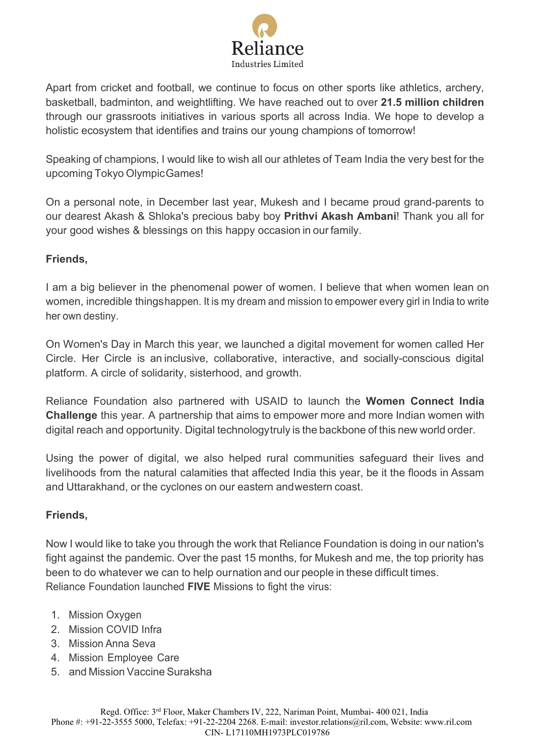Apart from cricket and football, we continue to focus on other sports like athletics, archery, basketball, badminton, and weightlifting. We have reached out to over **21.5 million children** through our grassroots initiatives in various sports all across India. We hope to develop a holistic ecosystem that identifies and trains our young champions of tomorrow!

Speaking of champions, I would like to wish all our athletes of Team India the very best for the upcoming Tokyo Olympic Games!

On a personal note, in December last year, Mukesh and I became proud grand-parents to our dearest Akash & Shloka's precious baby boy **Prithvi Akash Ambani**! Thank you all for your good wishes & blessings on this happy occasion in our family.

**Friends,**

I am a big believer in the phenomenal power of women. I believe that when women lean on women, incredible things happen. It is my dream and mission to empower every girl in India to write her own destiny.

On Women's Day in March this year, we launched a digital movement for women called Her Circle. Her Circle is an inclusive, collaborative, interactive, and socially-conscious digital platform. A circle of solidarity, sisterhood, and growth.

Reliance Foundation also partnered with USAID to launch the **Women Connect India Challenge** this year. A partnership that aims to empower more and more Indian women with digital reach and opportunity. Digital technology truly is the backbone of this new world order.

Using the power of digital, we also helped rural communities safeguard their lives and livelihoods from the natural calamities that affected India this year, be it the floods in Assam and Uttarakhand, or the cyclones on our eastern and western coast.

**Friends,**

Now I would like to take you through the work that Reliance Foundation is doing in our nation's fight against the pandemic. Over the past 15 months, for Mukesh and me, the top priority has been to do whatever we can to help our nation and our people in these difficult times.
Reliance Foundation launched **FIVE** Missions to fight the virus:

1. Mission Oxygen
2. Mission COVID Infra
3. Mission Anna Seva
4. Mission Employee Care
5. and Mission Vaccine Suraksha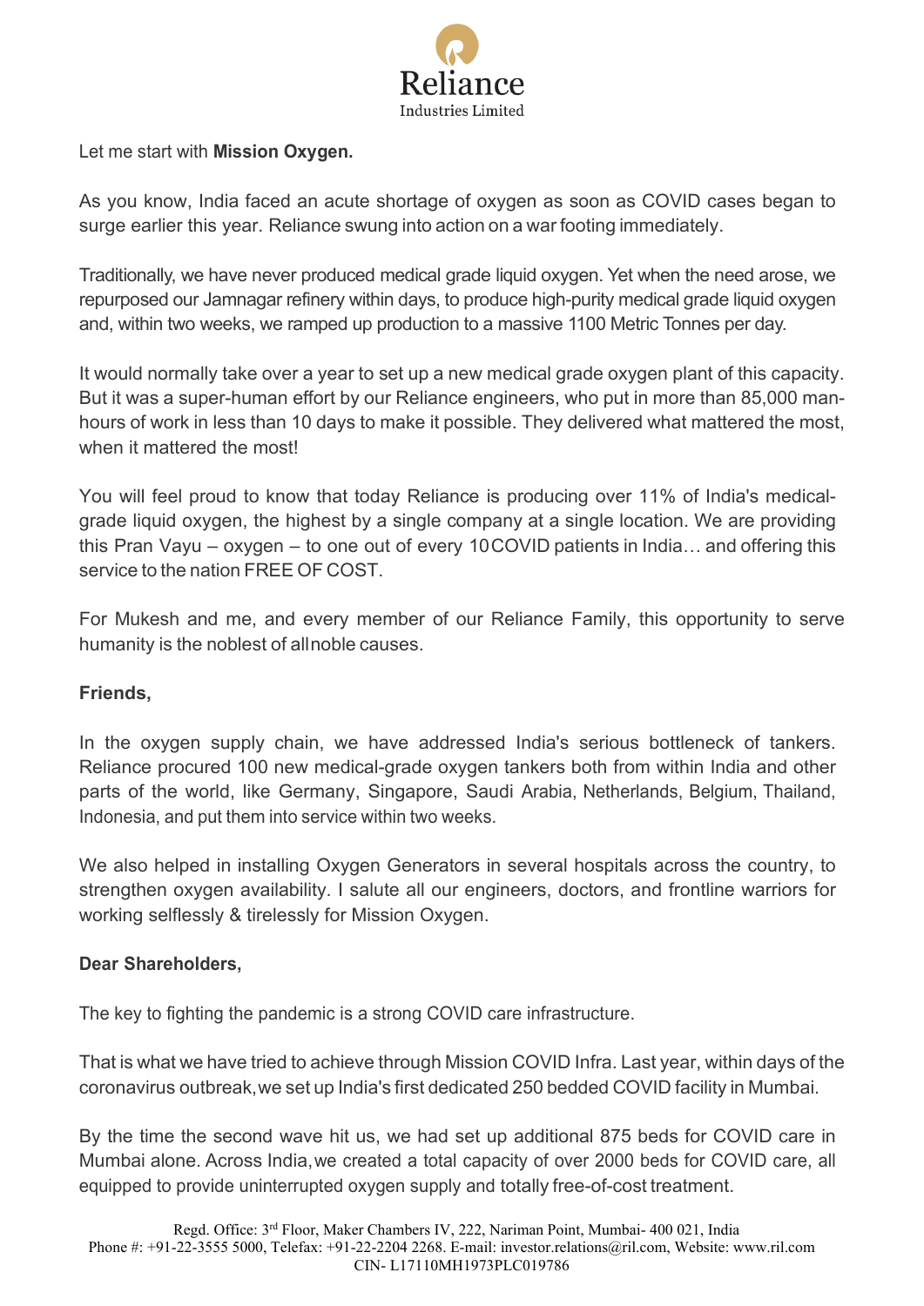Let me start with **Mission Oxygen.**

As you know, India faced an acute shortage of oxygen as soon as COVID cases began to surge earlier this year. Reliance swung into action on a war footing immediately.

Traditionally, we have never produced medical grade liquid oxygen. Yet when the need arose, we repurposed our Jamnagar refinery within days, to produce high-purity medical grade liquid oxygen and, within two weeks, we ramped up production to a massive 1100 Metric Tonnes per day.

It would normally take over a year to set up a new medical grade oxygen plant of this capacity. But it was a super-human effort by our Reliance engineers, who put in more than 85,000 man-hours of work in less than 10 days to make it possible. They delivered what mattered the most, when it mattered the most!

You will feel proud to know that today Reliance is producing over 11% of India's medical-grade liquid oxygen, the highest by a single company at a single location. We are providing this Pran Vayu – oxygen – to one out of every 10 COVID patients in India… and offering this service to the nation FREE OF COST.

For Mukesh and me, and every member of our Reliance Family, this opportunity to serve humanity is the noblest of all noble causes.

**Friends,**

In the oxygen supply chain, we have addressed India's serious bottleneck of tankers. Reliance procured 100 new medical-grade oxygen tankers both from within India and other parts of the world, like Germany, Singapore, Saudi Arabia, Netherlands, Belgium, Thailand, Indonesia, and put them into service within two weeks.

We also helped in installing Oxygen Generators in several hospitals across the country, to strengthen oxygen availability. I salute all our engineers, doctors, and frontline warriors for working selflessly & tirelessly for Mission Oxygen.

**Dear Shareholders,**

The key to fighting the pandemic is a strong COVID care infrastructure.

That is what we have tried to achieve through Mission COVID Infra. Last year, within days of the coronavirus outbreak, we set up India's first dedicated 250 bedded COVID facility in Mumbai.

By the time the second wave hit us, we had set up additional 875 beds for COVID care in Mumbai alone. Across India, we created a total capacity of over 2000 beds for COVID care, all equipped to provide uninterrupted oxygen supply and totally free-of-cost treatment.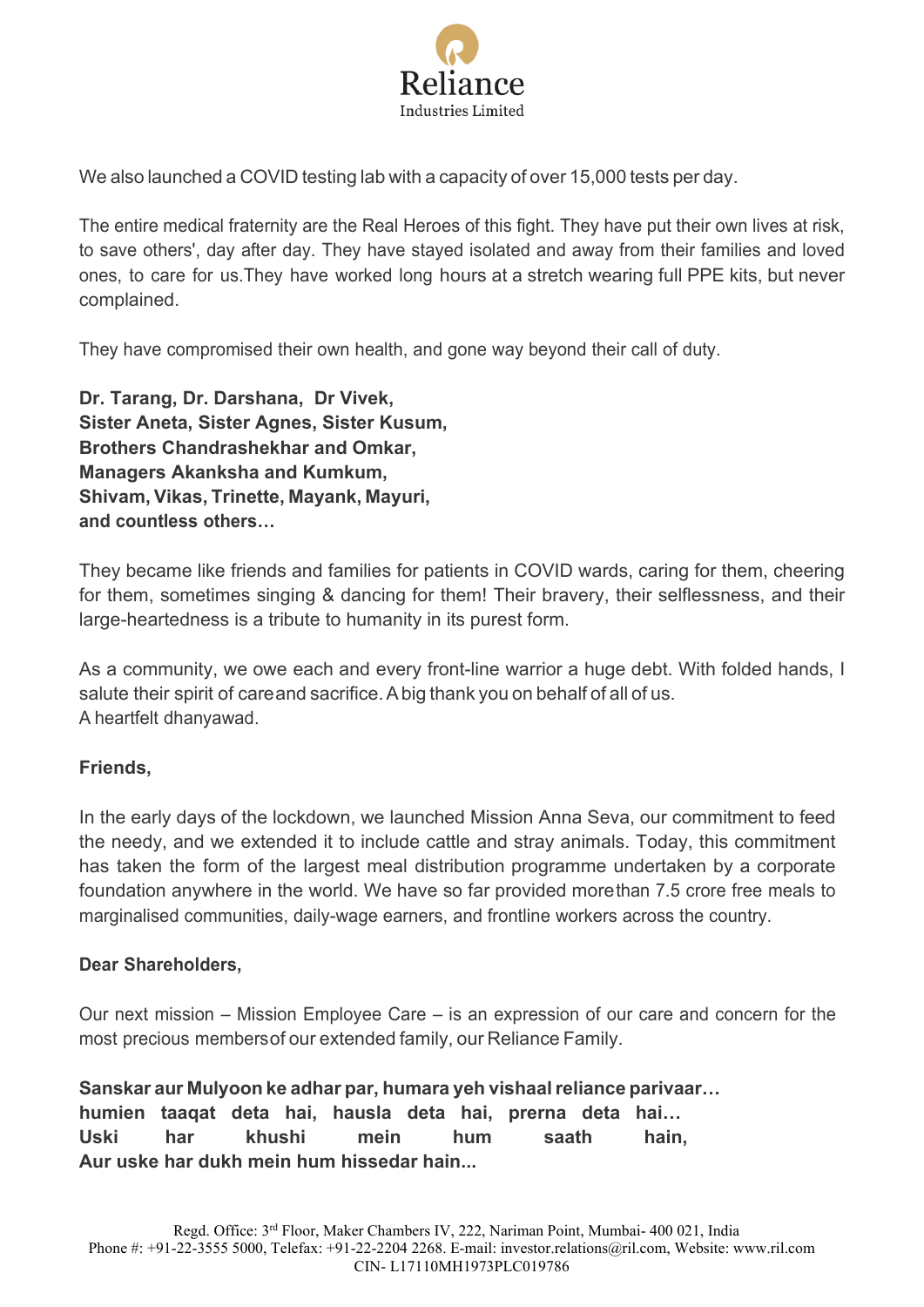We also launched a COVID testing lab with a capacity of over 15,000 tests per day.

The entire medical fraternity are the Real Heroes of this fight. They have put their own lives at risk, to save others', day after day. They have stayed isolated and away from their families and loved ones, to care for us.They have worked long hours at a stretch wearing full PPE kits, but never complained.

They have compromised their own health, and gone way beyond their call of duty.

**Dr. Tarang, Dr. Darshana, Dr Vivek,**
**Sister Aneta, Sister Agnes, Sister Kusum,**
**Brothers Chandrashekhar and Omkar,**
**Managers Akanksha and Kumkum,**
**Shivam, Vikas, Trinette, Mayank, Mayuri,**
**and countless others…**

They became like friends and families for patients in COVID wards, caring for them, cheering for them, sometimes singing & dancing for them! Their bravery, their selflessness, and their large-heartedness is a tribute to humanity in its purest form.

As a community, we owe each and every front-line warrior a huge debt. With folded hands, I salute their spirit of careand sacrifice. A big thank you on behalf of all of us.
A heartfelt dhanyawad.

**Friends,**

In the early days of the lockdown, we launched Mission Anna Seva, our commitment to feed the needy, and we extended it to include cattle and stray animals. Today, this commitment has taken the form of the largest meal distribution programme undertaken by a corporate foundation anywhere in the world. We have so far provided morethan 7.5 crore free meals to marginalised communities, daily-wage earners, and frontline workers across the country.

**Dear Shareholders,**

Our next mission – Mission Employee Care – is an expression of our care and concern for the most precious membersof our extended family, our Reliance Family.

**Sanskar aur Mulyoon ke adhar par, humara yeh vishaal reliance parivaar…**
**humien taaqat deta hai, hausla deta hai, prerna deta hai…**
**Uski har khushi mein hum saath hain,**
**Aur uske har dukh mein hum hissedar hain...**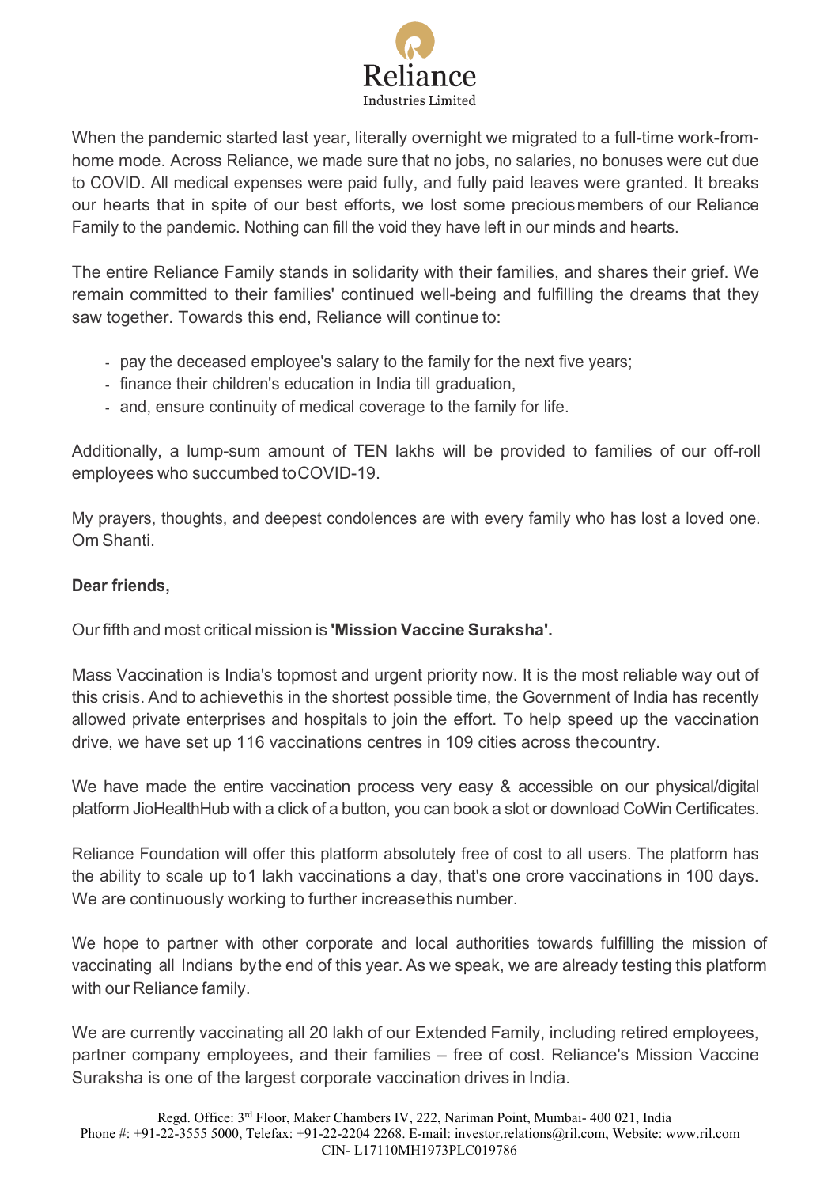When the pandemic started last year, literally overnight we migrated to a full-time work-from-home mode. Across Reliance, we made sure that no jobs, no salaries, no bonuses were cut due to COVID. All medical expenses were paid fully, and fully paid leaves were granted. It breaks our hearts that in spite of our best efforts, we lost some precious members of our Reliance Family to the pandemic. Nothing can fill the void they have left in our minds and hearts.

The entire Reliance Family stands in solidarity with their families, and shares their grief. We remain committed to their families' continued well-being and fulfilling the dreams that they saw together. Towards this end, Reliance will continue to:

- pay the deceased employee's salary to the family for the next five years;
- finance their children's education in India till graduation,
- and, ensure continuity of medical coverage to the family for life.

Additionally, a lump-sum amount of TEN lakhs will be provided to families of our off-roll employees who succumbed to COVID-19.

My prayers, thoughts, and deepest condolences are with every family who has lost a loved one. Om Shanti.

**Dear friends,**

Our fifth and most critical mission is **'Mission Vaccine Suraksha'.**

Mass Vaccination is India's topmost and urgent priority now. It is the most reliable way out of this crisis. And to achieve this in the shortest possible time, the Government of India has recently allowed private enterprises and hospitals to join the effort. To help speed up the vaccination drive, we have set up 116 vaccinations centres in 109 cities across the country.

We have made the entire vaccination process very easy & accessible on our physical/digital platform JioHealthHub with a click of a button, you can book a slot or download CoWin Certificates.

Reliance Foundation will offer this platform absolutely free of cost to all users. The platform has the ability to scale up to 1 lakh vaccinations a day, that's one crore vaccinations in 100 days. We are continuously working to further increase this number.

We hope to partner with other corporate and local authorities towards fulfilling the mission of vaccinating all Indians by the end of this year. As we speak, we are already testing this platform with our Reliance family.

We are currently vaccinating all 20 lakh of our Extended Family, including retired employees, partner company employees, and their families – free of cost. Reliance's Mission Vaccine Suraksha is one of the largest corporate vaccination drives in India.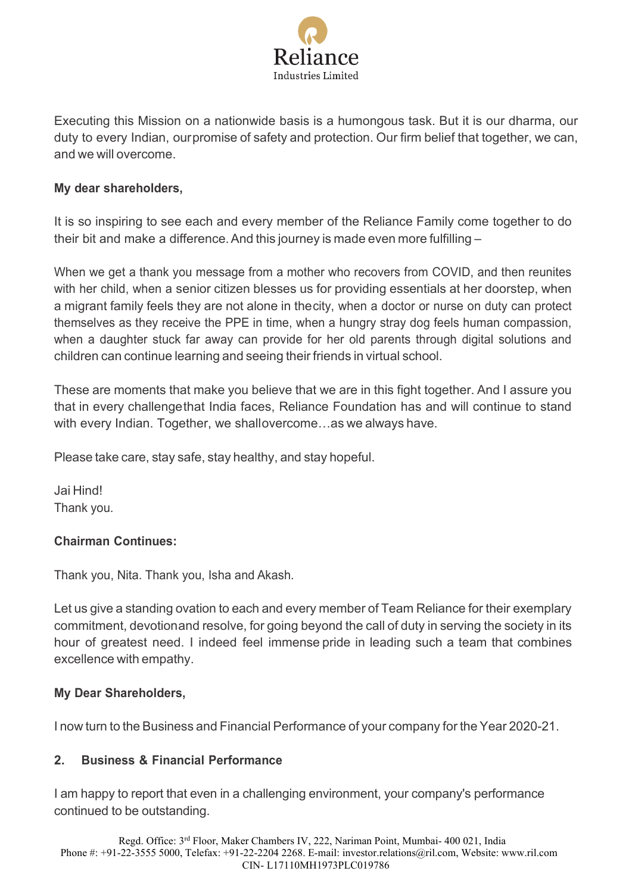Executing this Mission on a nationwide basis is a humongous task. But it is our dharma, our duty to every Indian, our promise of safety and protection. Our firm belief that together, we can, and we will overcome.

**My dear shareholders,**

It is so inspiring to see each and every member of the Reliance Family come together to do their bit and make a difference. And this journey is made even more fulfilling –

When we get a thank you message from a mother who recovers from COVID, and then reunites with her child, when a senior citizen blesses us for providing essentials at her doorstep, when a migrant family feels they are not alone in the city, when a doctor or nurse on duty can protect themselves as they receive the PPE in time, when a hungry stray dog feels human compassion, when a daughter stuck far away can provide for her old parents through digital solutions and children can continue learning and seeing their friends in virtual school.

These are moments that make you believe that we are in this fight together. And I assure you that in every challenge that India faces, Reliance Foundation has and will continue to stand with every Indian. Together, we shall overcome…as we always have.

Please take care, stay safe, stay healthy, and stay hopeful.

Jai Hind!
Thank you.

**Chairman Continues:**

Thank you, Nita. Thank you, Isha and Akash.

Let us give a standing ovation to each and every member of Team Reliance for their exemplary commitment, devotion and resolve, for going beyond the call of duty in serving the society in its hour of greatest need. I indeed feel immense pride in leading such a team that combines excellence with empathy.

**My Dear Shareholders,**

I now turn to the Business and Financial Performance of your company for the Year 2020-21.

## 2. Business & Financial Performance

I am happy to report that even in a challenging environment, your company's performance continued to be outstanding.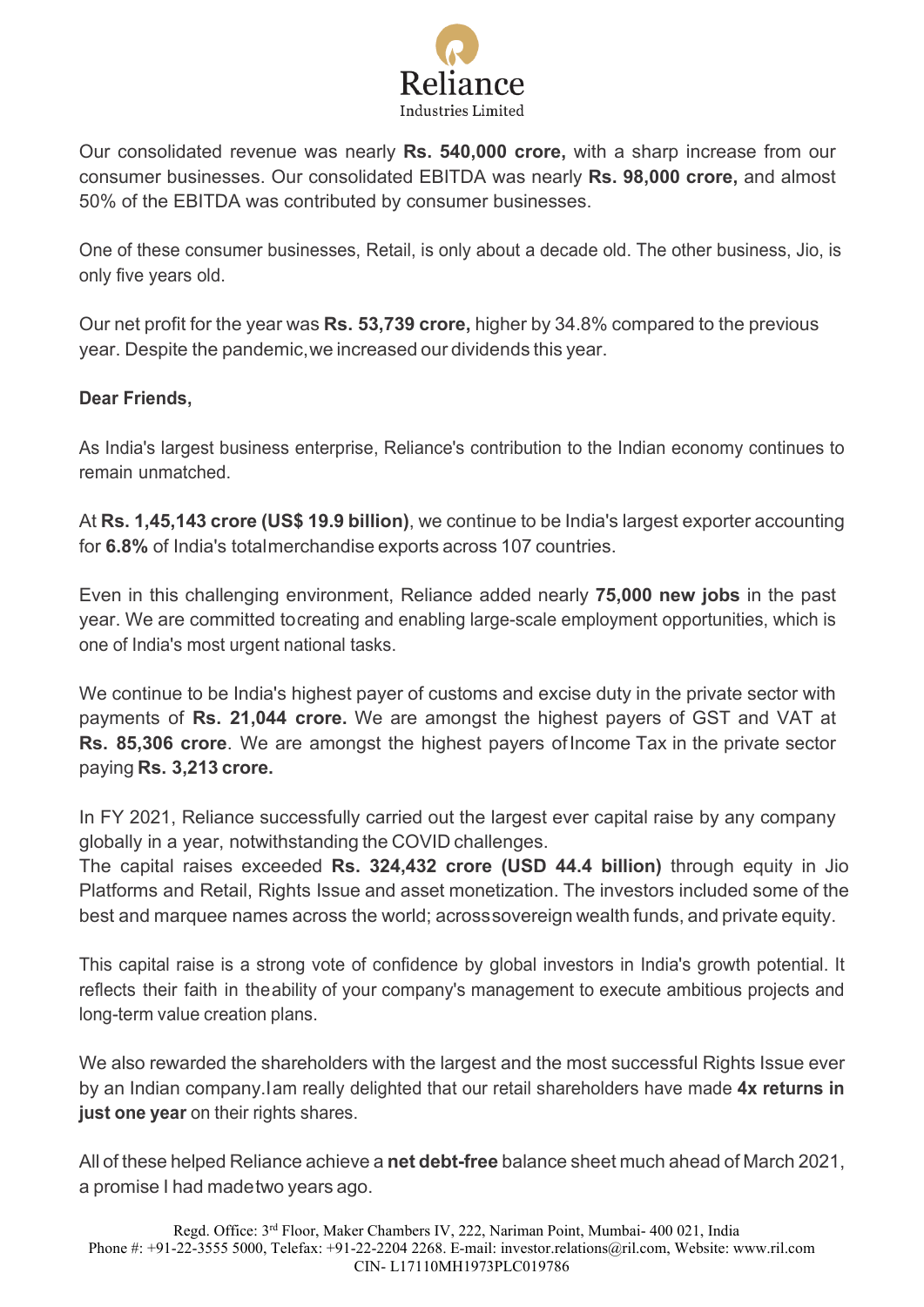Our consolidated revenue was nearly **Rs. 540,000 crore,** with a sharp increase from our consumer businesses. Our consolidated EBITDA was nearly **Rs. 98,000 crore,** and almost 50% of the EBITDA was contributed by consumer businesses.

One of these consumer businesses, Retail, is only about a decade old. The other business, Jio, is only five years old.

Our net profit for the year was **Rs. 53,739 crore,** higher by 34.8% compared to the previous year. Despite the pandemic, we increased our dividends this year.

**Dear Friends,**

As India's largest business enterprise, Reliance's contribution to the Indian economy continues to remain unmatched.

At **Rs. 1,45,143 crore (US$ 19.9 billion)**, we continue to be India's largest exporter accounting for **6.8%** of India's total merchandise exports across 107 countries.

Even in this challenging environment, Reliance added nearly **75,000 new jobs** in the past year. We are committed to creating and enabling large-scale employment opportunities, which is one of India's most urgent national tasks.

We continue to be India's highest payer of customs and excise duty in the private sector with payments of **Rs. 21,044 crore.** We are amongst the highest payers of GST and VAT at **Rs. 85,306 crore**. We are amongst the highest payers of Income Tax in the private sector paying **Rs. 3,213 crore.**

In FY 2021, Reliance successfully carried out the largest ever capital raise by any company globally in a year, notwithstanding the COVID challenges.
The capital raises exceeded **Rs. 324,432 crore (USD 44.4 billion)** through equity in Jio Platforms and Retail, Rights Issue and asset monetization. The investors included some of the best and marquee names across the world; across sovereign wealth funds, and private equity.

This capital raise is a strong vote of confidence by global investors in India's growth potential. It reflects their faith in the ability of your company's management to execute ambitious projects and long-term value creation plans.

We also rewarded the shareholders with the largest and the most successful Rights Issue ever by an Indian company. I am really delighted that our retail shareholders have made **4x returns in just one year** on their rights shares.

All of these helped Reliance achieve a **net debt-free** balance sheet much ahead of March 2021, a promise I had made two years ago.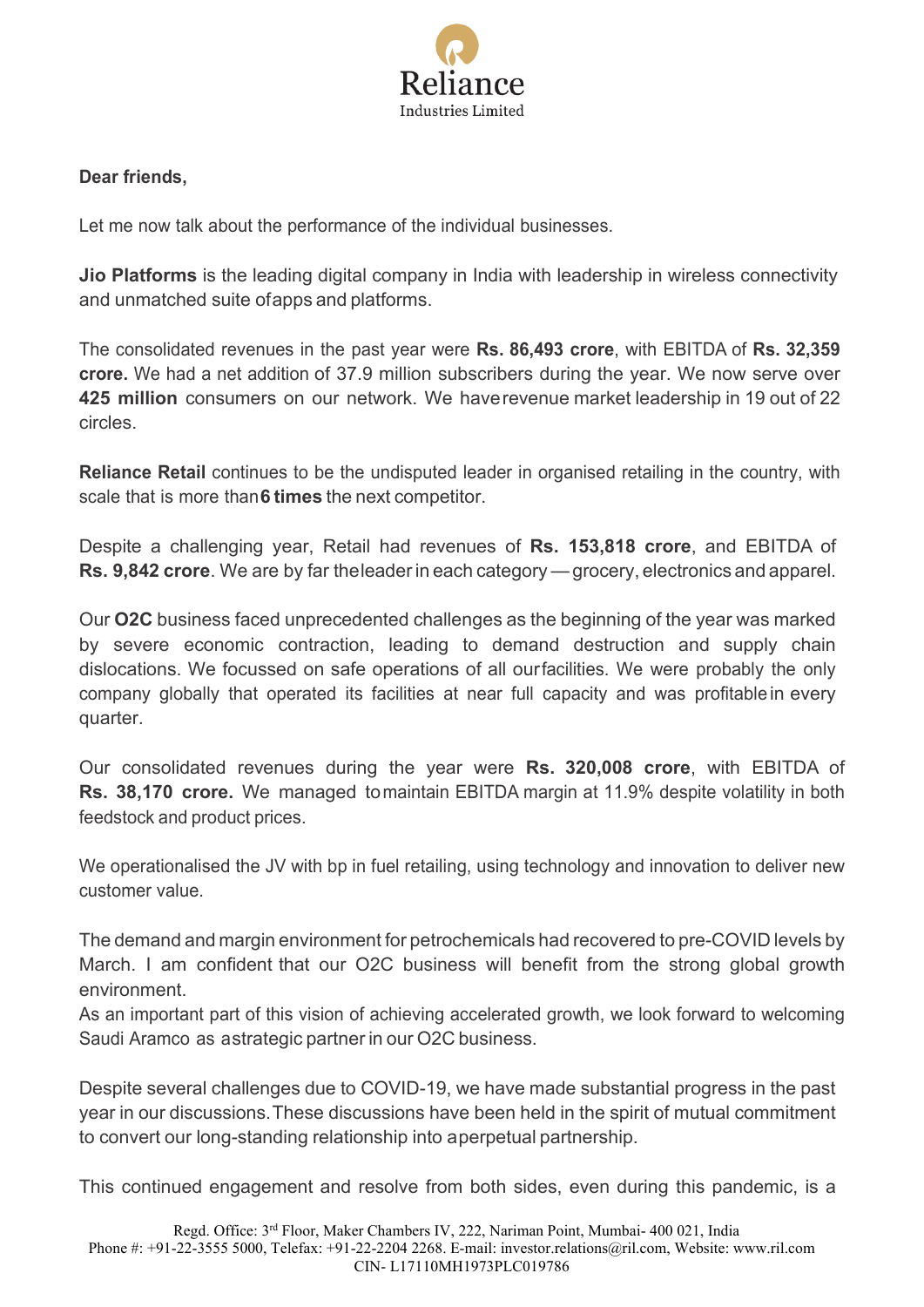**Dear friends,**

Let me now talk about the performance of the individual businesses.

**Jio Platforms** is the leading digital company in India with leadership in wireless connectivity and unmatched suite of apps and platforms.

The consolidated revenues in the past year were **Rs. 86,493 crore**, with EBITDA of **Rs. 32,359 crore.** We had a net addition of 37.9 million subscribers during the year. We now serve over **425 million** consumers on our network. We have revenue market leadership in 19 out of 22 circles.

**Reliance Retail** continues to be the undisputed leader in organised retailing in the country, with scale that is more than **6 times** the next competitor.

Despite a challenging year, Retail had revenues of **Rs. 153,818 crore**, and EBITDA of **Rs. 9,842 crore**. We are by far the leader in each category — grocery, electronics and apparel.

Our **O2C** business faced unprecedented challenges as the beginning of the year was marked by severe economic contraction, leading to demand destruction and supply chain dislocations. We focussed on safe operations of all our facilities. We were probably the only company globally that operated its facilities at near full capacity and was profitable in every quarter.

Our consolidated revenues during the year were **Rs. 320,008 crore**, with EBITDA of **Rs. 38,170 crore.** We managed to maintain EBITDA margin at 11.9% despite volatility in both feedstock and product prices.

We operationalised the JV with bp in fuel retailing, using technology and innovation to deliver new customer value.

The demand and margin environment for petrochemicals had recovered to pre-COVID levels by March. I am confident that our O2C business will benefit from the strong global growth environment.
As an important part of this vision of achieving accelerated growth, we look forward to welcoming Saudi Aramco as a strategic partner in our O2C business.

Despite several challenges due to COVID-19, we have made substantial progress in the past year in our discussions. These discussions have been held in the spirit of mutual commitment to convert our long-standing relationship into a perpetual partnership.

This continued engagement and resolve from both sides, even during this pandemic, is a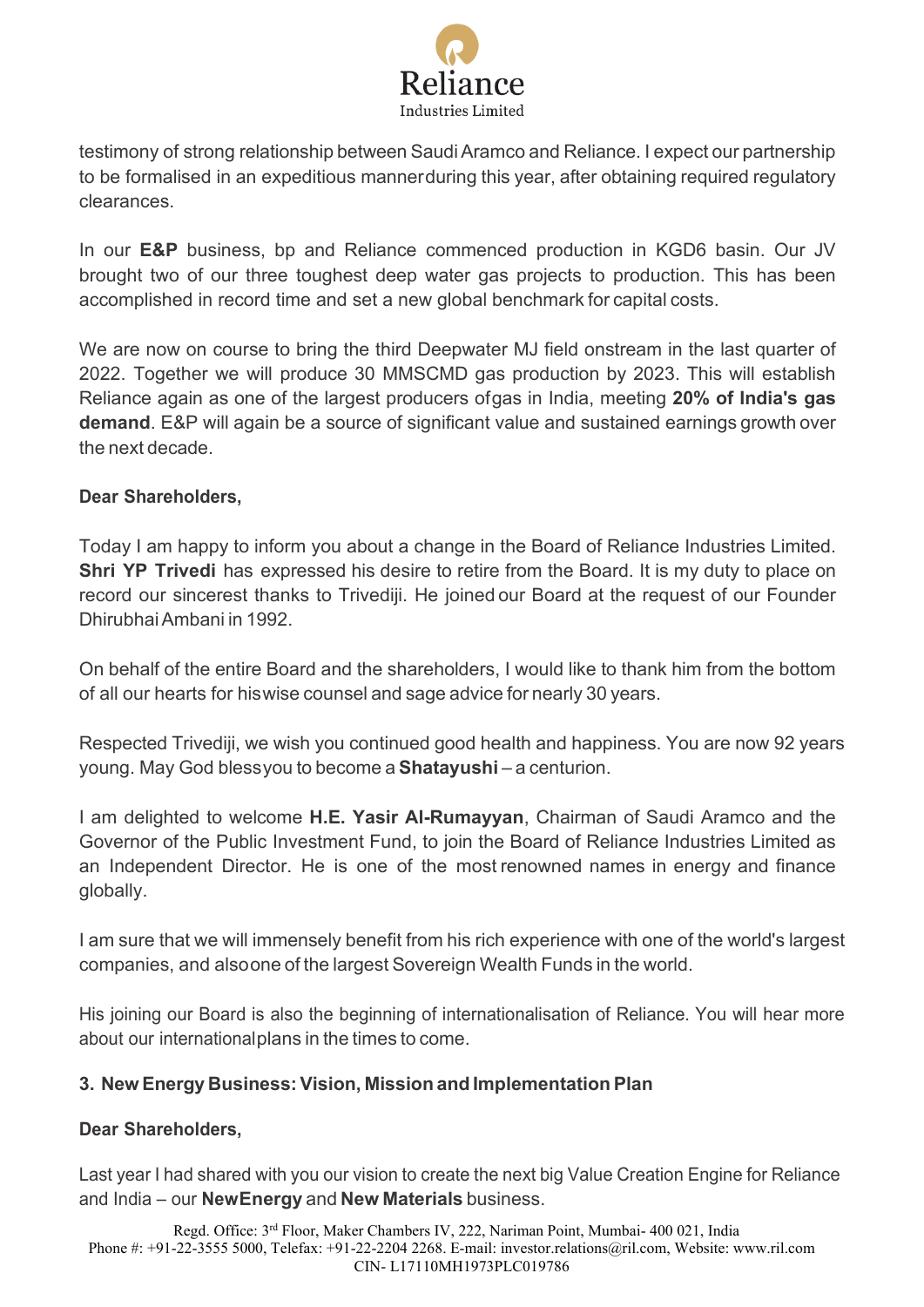testimony of strong relationship between Saudi Aramco and Reliance. I expect our partnership to be formalised in an expeditious manner during this year, after obtaining required regulatory clearances.

In our **E&P** business, bp and Reliance commenced production in KGD6 basin. Our JV brought two of our three toughest deep water gas projects to production. This has been accomplished in record time and set a new global benchmark for capital costs.

We are now on course to bring the third Deepwater MJ field onstream in the last quarter of 2022. Together we will produce 30 MMSCMD gas production by 2023. This will establish Reliance again as one of the largest producers of gas in India, meeting **20% of India's gas demand**. E&P will again be a source of significant value and sustained earnings growth over the next decade.

**Dear Shareholders,**

Today I am happy to inform you about a change in the Board of Reliance Industries Limited. **Shri YP Trivedi** has expressed his desire to retire from the Board. It is my duty to place on record our sincerest thanks to Trivediji. He joined our Board at the request of our Founder Dhirubhai Ambani in 1992.

On behalf of the entire Board and the shareholders, I would like to thank him from the bottom of all our hearts for his wise counsel and sage advice for nearly 30 years.

Respected Trivediji, we wish you continued good health and happiness. You are now 92 years young. May God bless you to become a **Shatayushi** – a centurion.

I am delighted to welcome **H.E. Yasir Al-Rumayyan**, Chairman of Saudi Aramco and the Governor of the Public Investment Fund, to join the Board of Reliance Industries Limited as an Independent Director. He is one of the most renowned names in energy and finance globally.

I am sure that we will immensely benefit from his rich experience with one of the world's largest companies, and also one of the largest Sovereign Wealth Funds in the world.

His joining our Board is also the beginning of internationalisation of Reliance. You will hear more about our international plans in the times to come.

### 3. New Energy Business: Vision, Mission and Implementation Plan

**Dear Shareholders,**

Last year I had shared with you our vision to create the next big Value Creation Engine for Reliance and India – our **New Energy** and **New Materials** business.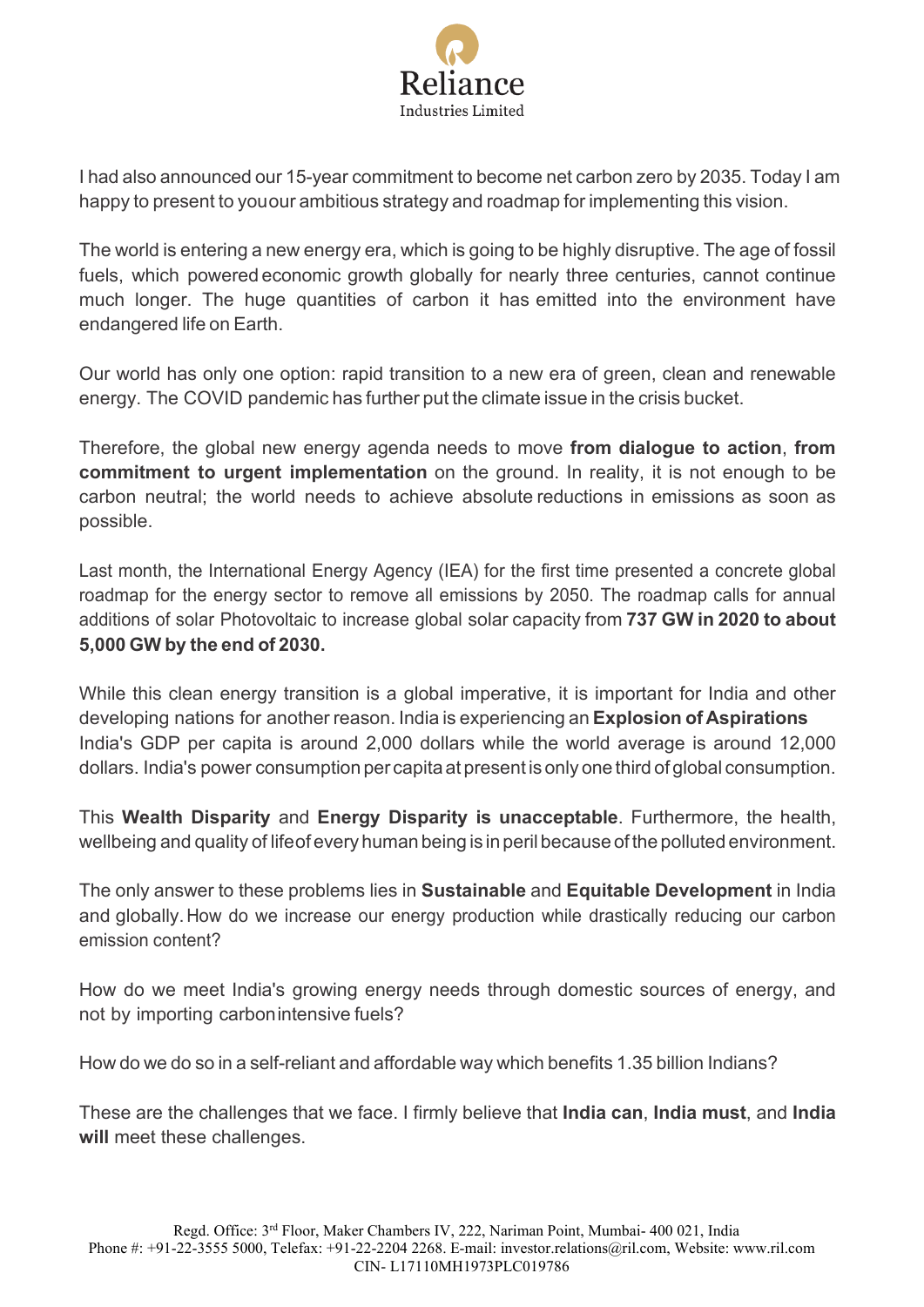I had also announced our 15-year commitment to become net carbon zero by 2035. Today I am happy to present to youour ambitious strategy and roadmap for implementing this vision.

The world is entering a new energy era, which is going to be highly disruptive. The age of fossil fuels, which powered economic growth globally for nearly three centuries, cannot continue much longer. The huge quantities of carbon it has emitted into the environment have endangered life on Earth.

Our world has only one option: rapid transition to a new era of green, clean and renewable energy. The COVID pandemic has further put the climate issue in the crisis bucket.

Therefore, the global new energy agenda needs to move **from dialogue to action**, **from commitment to urgent implementation** on the ground. In reality, it is not enough to be carbon neutral; the world needs to achieve absolute reductions in emissions as soon as possible.

Last month, the International Energy Agency (IEA) for the first time presented a concrete global roadmap for the energy sector to remove all emissions by 2050. The roadmap calls for annual additions of solar Photovoltaic to increase global solar capacity from **737 GW in 2020 to about 5,000 GW by the end of 2030.**

While this clean energy transition is a global imperative, it is important for India and other developing nations for another reason. India is experiencing an **Explosion of Aspirations** India's GDP per capita is around 2,000 dollars while the world average is around 12,000 dollars. India's power consumption per capita at present is only one third of global consumption.

This **Wealth Disparity** and **Energy Disparity is unacceptable**. Furthermore, the health, wellbeing and quality of lifeof every human being is in peril because of the polluted environment.

The only answer to these problems lies in **Sustainable** and **Equitable Development** in India and globally. How do we increase our energy production while drastically reducing our carbon emission content?

How do we meet India's growing energy needs through domestic sources of energy, and not by importing carbonintensive fuels?

How do we do so in a self-reliant and affordable way which benefits 1.35 billion Indians?

These are the challenges that we face. I firmly believe that **India can**, **India must**, and **India will** meet these challenges.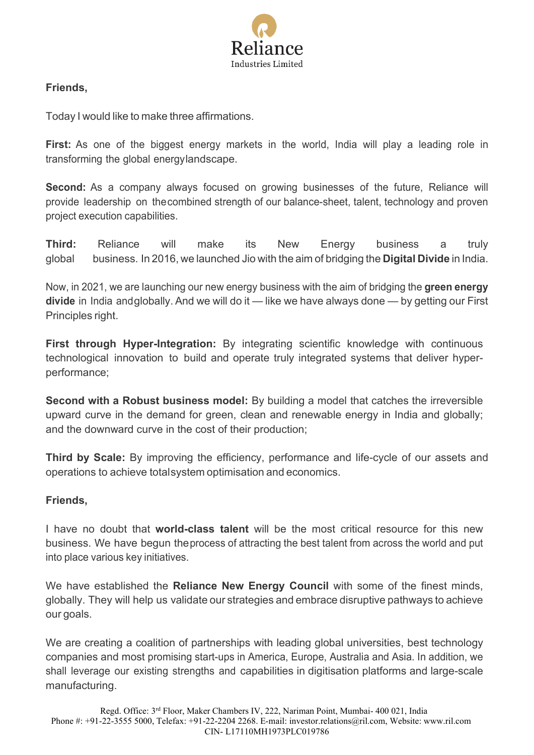**Friends,**

Today I would like to make three affirmations.

**First:** As one of the biggest energy markets in the world, India will play a leading role in transforming the global energylandscape.

**Second:** As a company always focused on growing businesses of the future, Reliance will provide leadership on thecombined strength of our balance-sheet, talent, technology and proven project execution capabilities.

**Third:** Reliance will make its New Energy business a truly global business. In 2016, we launched Jio with the aim of bridging the **Digital Divide** in India.

Now, in 2021, we are launching our new energy business with the aim of bridging the **green energy divide** in India andglobally. And we will do it — like we have always done — by getting our First Principles right.

**First through Hyper-Integration:** By integrating scientific knowledge with continuous technological innovation to build and operate truly integrated systems that deliver hyper-performance;

**Second with a Robust business model:** By building a model that catches the irreversible upward curve in the demand for green, clean and renewable energy in India and globally; and the downward curve in the cost of their production;

**Third by Scale:** By improving the efficiency, performance and life-cycle of our assets and operations to achieve totalsystem optimisation and economics.

**Friends,**

I have no doubt that **world-class talent** will be the most critical resource for this new business. We have begun theprocess of attracting the best talent from across the world and put into place various key initiatives.

We have established the **Reliance New Energy Council** with some of the finest minds, globally. They will help us validate our strategies and embrace disruptive pathways to achieve our goals.

We are creating a coalition of partnerships with leading global universities, best technology companies and most promising start-ups in America, Europe, Australia and Asia. In addition, we shall leverage our existing strengths and capabilities in digitisation platforms and large-scale manufacturing.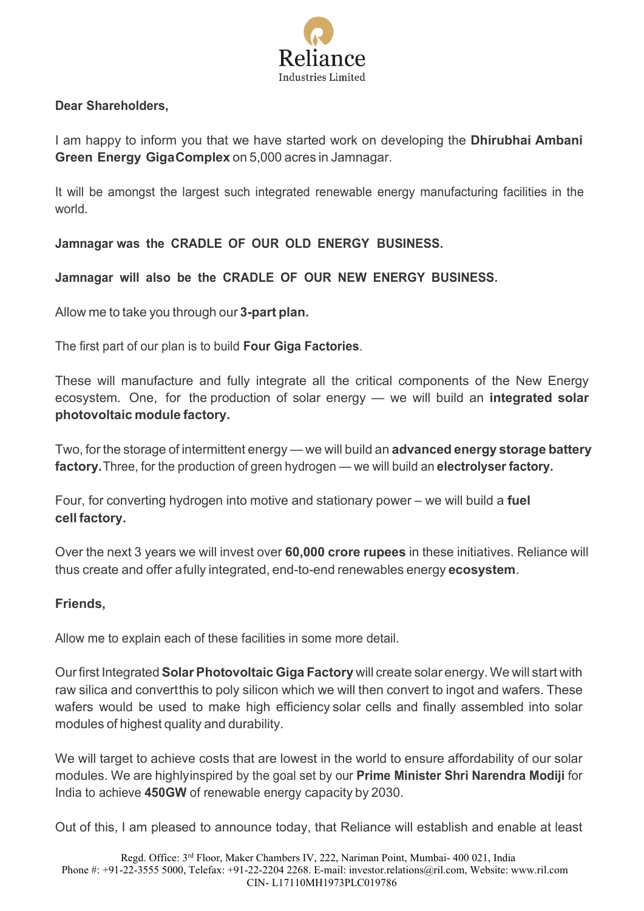Reliance Industries Limited

**Dear Shareholders,**

I am happy to inform you that we have started work on developing the **Dhirubhai Ambani Green Energy GigaComplex** on 5,000 acres in Jamnagar.

It will be amongst the largest such integrated renewable energy manufacturing facilities in the world.

**Jamnagar was the CRADLE OF OUR OLD ENERGY BUSINESS.**

**Jamnagar will also be the CRADLE OF OUR NEW ENERGY BUSINESS.**

Allow me to take you through our **3-part plan.**

The first part of our plan is to build **Four Giga Factories**.

These will manufacture and fully integrate all the critical components of the New Energy ecosystem. One, for the production of solar energy — we will build an **integrated solar photovoltaic module factory.**

Two, for the storage of intermittent energy — we will build an **advanced energy storage battery factory.** Three, for the production of green hydrogen — we will build an **electrolyser factory.**

Four, for converting hydrogen into motive and stationary power – we will build a **fuel cell factory.**

Over the next 3 years we will invest over **60,000 crore rupees** in these initiatives. Reliance will thus create and offer a fully integrated, end-to-end renewables energy **ecosystem**.

**Friends,**

Allow me to explain each of these facilities in some more detail.

Our first Integrated **Solar Photovoltaic Giga Factory** will create solar energy. We will start with raw silica and convert this to poly silicon which we will then convert to ingot and wafers. These wafers would be used to make high efficiency solar cells and finally assembled into solar modules of highest quality and durability.

We will target to achieve costs that are lowest in the world to ensure affordability of our solar modules. We are highly inspired by the goal set by our **Prime Minister Shri Narendra Modiji** for India to achieve **450GW** of renewable energy capacity by 2030.

Out of this, I am pleased to announce today, that Reliance will establish and enable at least

Regd. Office: 3rd Floor, Maker Chambers IV, 222, Nariman Point, Mumbai- 400 021, India
Phone #: +91-22-3555 5000, Telefax: +91-22-2204 2268. E-mail: investor.relations@ril.com, Website: www.ril.com
CIN- L17110MH1973PLC019786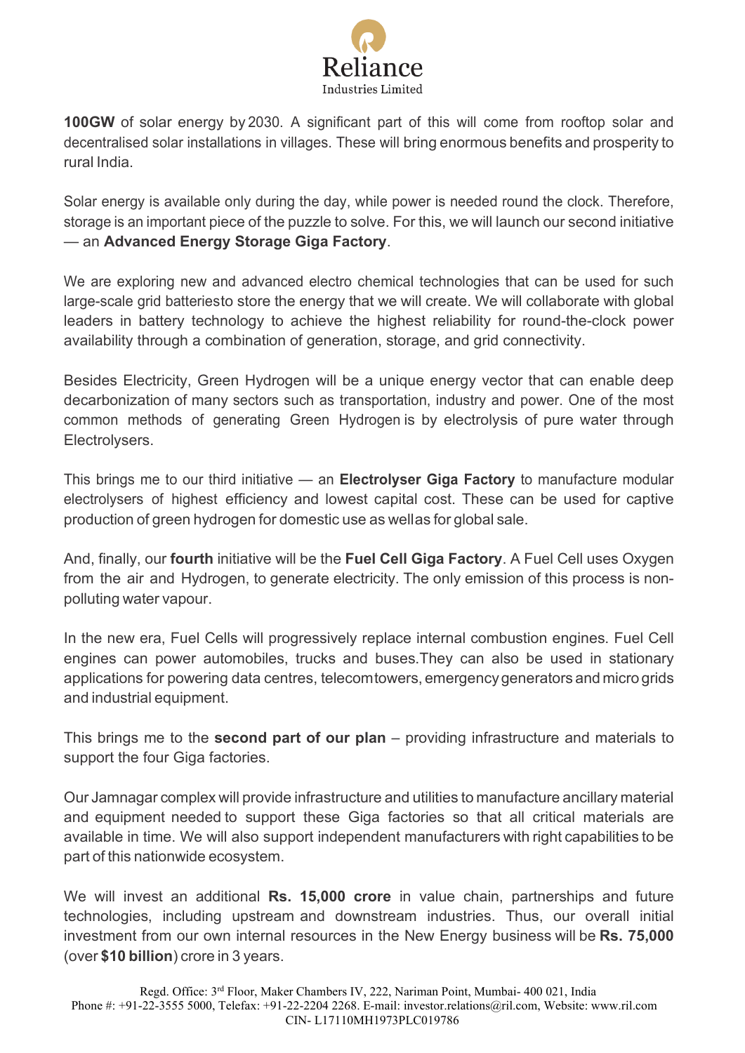**100GW** of solar energy by 2030. A significant part of this will come from rooftop solar and decentralised solar installations in villages. These will bring enormous benefits and prosperity to rural India.

Solar energy is available only during the day, while power is needed round the clock. Therefore, storage is an important piece of the puzzle to solve. For this, we will launch our second initiative — an **Advanced Energy Storage Giga Factory**.

We are exploring new and advanced electro chemical technologies that can be used for such large-scale grid batteriesto store the energy that we will create. We will collaborate with global leaders in battery technology to achieve the highest reliability for round-the-clock power availability through a combination of generation, storage, and grid connectivity.

Besides Electricity, Green Hydrogen will be a unique energy vector that can enable deep decarbonization of many sectors such as transportation, industry and power. One of the most common methods of generating Green Hydrogen is by electrolysis of pure water through Electrolysers.

This brings me to our third initiative — an **Electrolyser Giga Factory** to manufacture modular electrolysers of highest efficiency and lowest capital cost. These can be used for captive production of green hydrogen for domestic use as wellas for global sale.

And, finally, our **fourth** initiative will be the **Fuel Cell Giga Factory**. A Fuel Cell uses Oxygen from the air and Hydrogen, to generate electricity. The only emission of this process is non-polluting water vapour.

In the new era, Fuel Cells will progressively replace internal combustion engines. Fuel Cell engines can power automobiles, trucks and buses.They can also be used in stationary applications for powering data centres, telecomtowers, emergency generators and micro grids and industrial equipment.

This brings me to the **second part of our plan** – providing infrastructure and materials to support the four Giga factories.

Our Jamnagar complex will provide infrastructure and utilities to manufacture ancillary material and equipment needed to support these Giga factories so that all critical materials are available in time. We will also support independent manufacturers with right capabilities to be part of this nationwide ecosystem.

We will invest an additional **Rs. 15,000 crore** in value chain, partnerships and future technologies, including upstream and downstream industries. Thus, our overall initial investment from our own internal resources in the New Energy business will be **Rs. 75,000** (over **$10 billion**) crore in 3 years.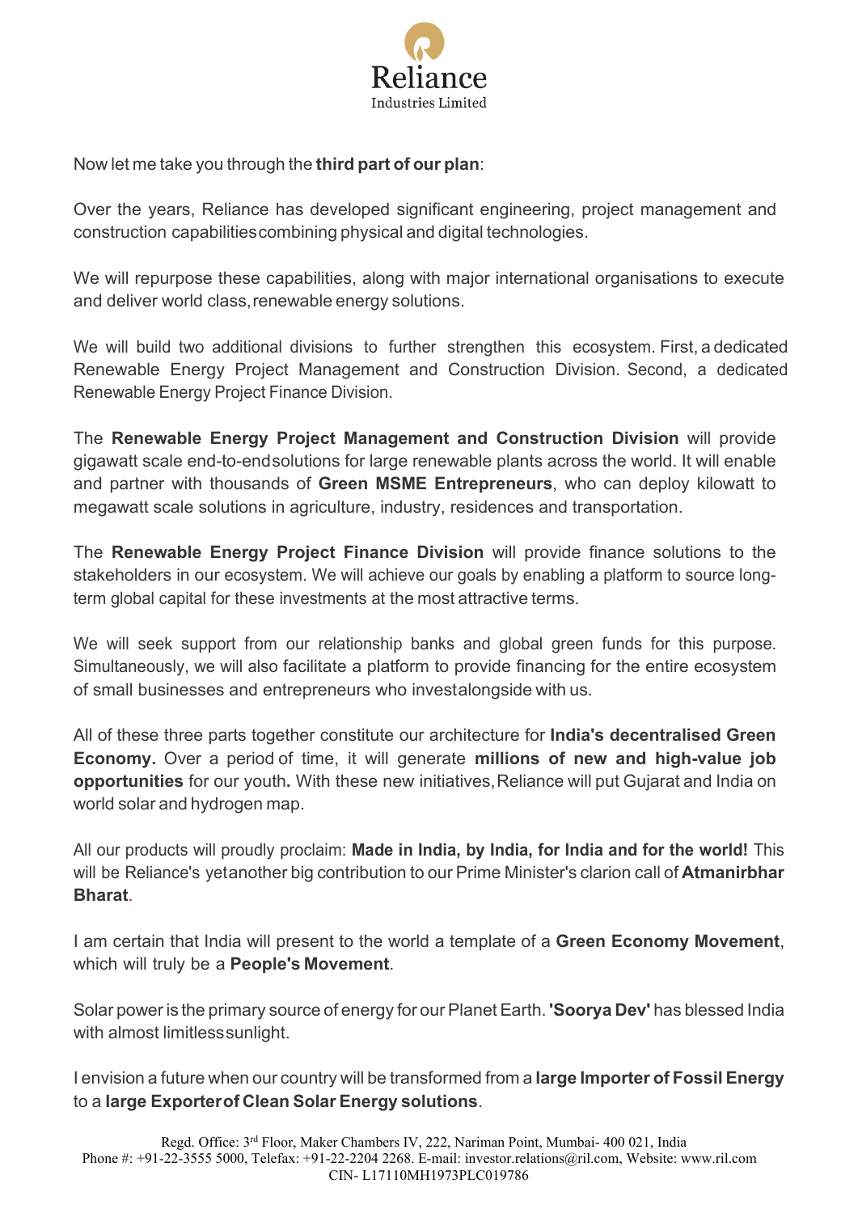Now let me take you through the **third part of our plan**:

Over the years, Reliance has developed significant engineering, project management and construction capabilities combining physical and digital technologies.

We will repurpose these capabilities, along with major international organisations to execute and deliver world class, renewable energy solutions.

We will build two additional divisions to further strengthen this ecosystem. First, a dedicated Renewable Energy Project Management and Construction Division. Second, a dedicated Renewable Energy Project Finance Division.

The **Renewable Energy Project Management and Construction Division** will provide gigawatt scale end-to-end solutions for large renewable plants across the world. It will enable and partner with thousands of **Green MSME Entrepreneurs**, who can deploy kilowatt to megawatt scale solutions in agriculture, industry, residences and transportation.

The **Renewable Energy Project Finance Division** will provide finance solutions to the stakeholders in our ecosystem. We will achieve our goals by enabling a platform to source long-term global capital for these investments at the most attractive terms.

We will seek support from our relationship banks and global green funds for this purpose. Simultaneously, we will also facilitate a platform to provide financing for the entire ecosystem of small businesses and entrepreneurs who invest alongside with us.

All of these three parts together constitute our architecture for **India's decentralised Green Economy.** Over a period of time, it will generate **millions of new and high-value job opportunities** for our youth**.** With these new initiatives, Reliance will put Gujarat and India on world solar and hydrogen map.

All our products will proudly proclaim: **Made in India, by India, for India and for the world!** This will be Reliance's yet another big contribution to our Prime Minister's clarion call of **Atmanirbhar Bharat**.

I am certain that India will present to the world a template of a **Green Economy Movement**, which will truly be a **People's Movement**.

Solar power is the primary source of energy for our Planet Earth. **'Soorya Dev'** has blessed India with almost limitless sunlight.

I envision a future when our country will be transformed from a **large Importer of Fossil Energy** to a **large Exporter of Clean Solar Energy solutions**.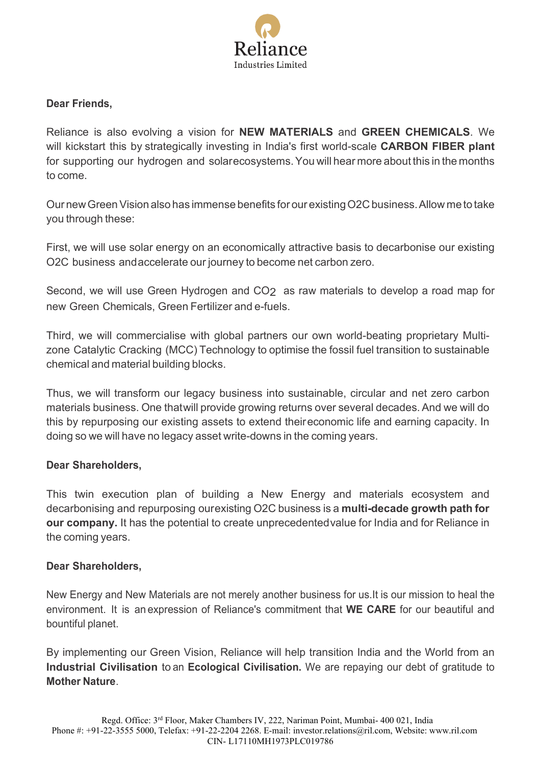**Dear Friends,**

Reliance is also evolving a vision for **NEW MATERIALS** and **GREEN CHEMICALS**. We will kickstart this by strategically investing in India's first world-scale **CARBON FIBER plant** for supporting our hydrogen and solarecosystems. You will hear more about this in the months to come.

Our new Green Vision also has immense benefits for our existing O2C business. Allow me to take you through these:

First, we will use solar energy on an economically attractive basis to decarbonise our existing O2C business andaccelerate our journey to become net carbon zero.

Second, we will use Green Hydrogen and $CO_2$ as raw materials to develop a road map for new Green Chemicals, Green Fertilizer and e-fuels.

Third, we will commercialise with global partners our own world-beating proprietary Multi-zone Catalytic Cracking (MCC) Technology to optimise the fossil fuel transition to sustainable chemical and material building blocks.

Thus, we will transform our legacy business into sustainable, circular and net zero carbon materials business. One thatwill provide growing returns over several decades. And we will do this by repurposing our existing assets to extend theireconomic life and earning capacity. In doing so we will have no legacy asset write-downs in the coming years.

**Dear Shareholders,**

This twin execution plan of building a New Energy and materials ecosystem and decarbonising and repurposing ourexisting O2C business is a **multi-decade growth path for our company.** It has the potential to create unprecedentedvalue for India and for Reliance in the coming years.

**Dear Shareholders,**

New Energy and New Materials are not merely another business for us.It is our mission to heal the environment. It is anexpression of Reliance's commitment that **WE CARE** for our beautiful and bountiful planet.

By implementing our Green Vision, Reliance will help transition India and the World from an **Industrial Civilisation** to an **Ecological Civilisation.** We are repaying our debt of gratitude to **Mother Nature**.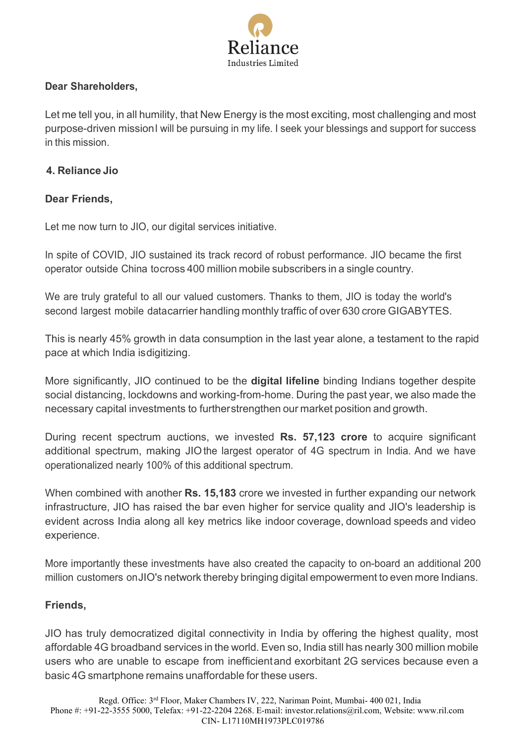**Dear Shareholders,**

Let me tell you, in all humility, that New Energy is the most exciting, most challenging and most purpose-driven missionI will be pursuing in my life. I seek your blessings and support for success in this mission.

## 4. Reliance Jio

**Dear Friends,**

Let me now turn to JIO, our digital services initiative.

In spite of COVID, JIO sustained its track record of robust performance. JIO became the first operator outside China tocross 400 million mobile subscribers in a single country.

We are truly grateful to all our valued customers. Thanks to them, JIO is today the world's second largest mobile datacarrier handling monthly traffic of over 630 crore GIGABYTES.

This is nearly 45% growth in data consumption in the last year alone, a testament to the rapid pace at which India isdigitizing.

More significantly, JIO continued to be the **digital lifeline** binding Indians together despite social distancing, lockdowns and working-from-home. During the past year, we also made the necessary capital investments to furtherstrengthen our market position and growth.

During recent spectrum auctions, we invested **Rs. 57,123 crore** to acquire significant additional spectrum, making JIO the largest operator of 4G spectrum in India. And we have operationalized nearly 100% of this additional spectrum.

When combined with another **Rs. 15,183** crore we invested in further expanding our network infrastructure, JIO has raised the bar even higher for service quality and JIO's leadership is evident across India along all key metrics like indoor coverage, download speeds and video experience.

More importantly these investments have also created the capacity to on-board an additional 200 million customers onJIO's network thereby bringing digital empowerment to even more Indians.

**Friends,**

JIO has truly democratized digital connectivity in India by offering the highest quality, most affordable 4G broadband services in the world. Even so, India still has nearly 300 million mobile users who are unable to escape from inefficientand exorbitant 2G services because even a basic 4G smartphone remains unaffordable for these users.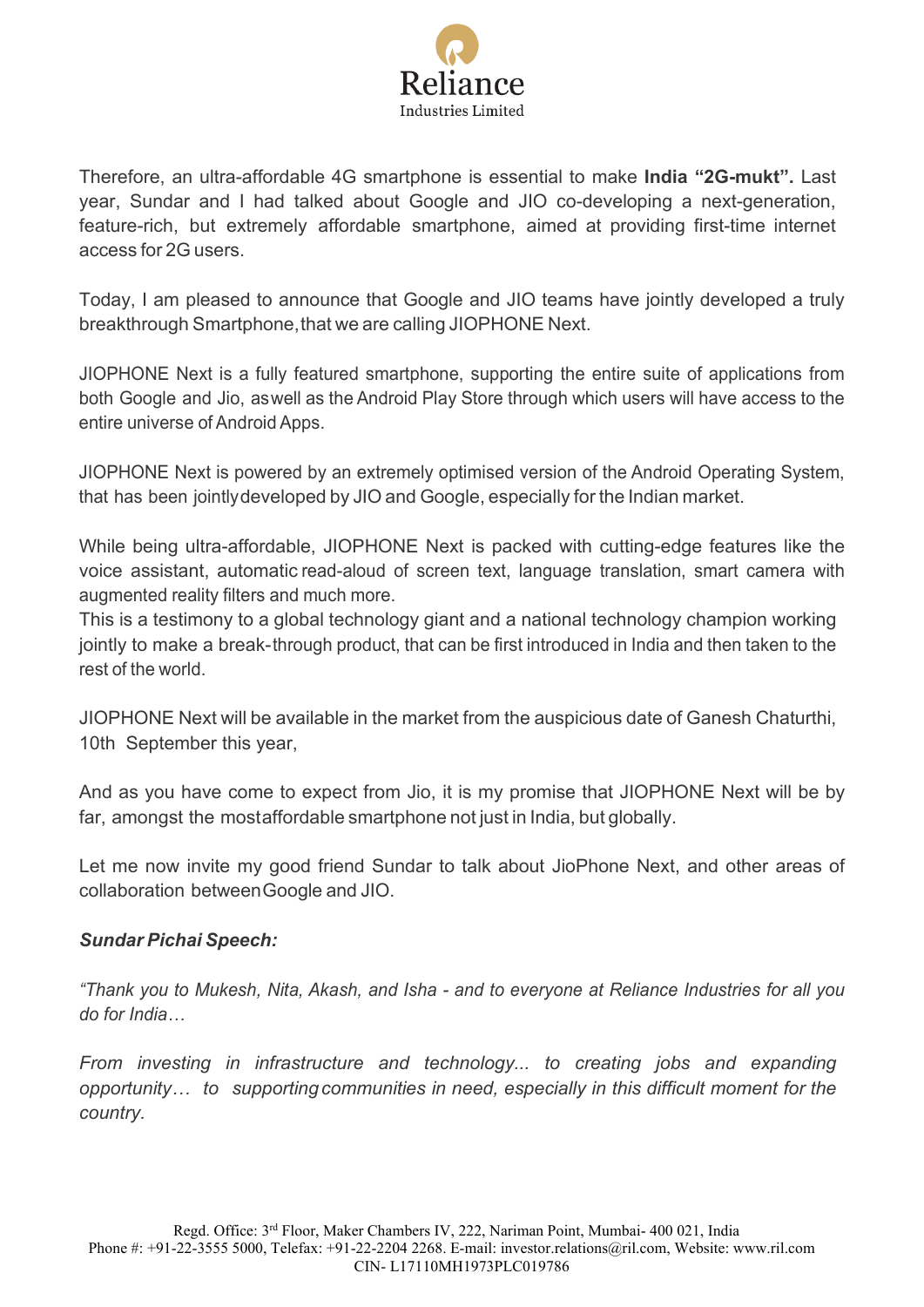Therefore, an ultra-affordable 4G smartphone is essential to make **India “2G-mukt”.** Last year, Sundar and I had talked about Google and JIO co-developing a next-generation, feature-rich, but extremely affordable smartphone, aimed at providing first-time internet access for 2G users.

Today, I am pleased to announce that Google and JIO teams have jointly developed a truly breakthrough Smartphone, that we are calling JIOPHONE Next.

JIOPHONE Next is a fully featured smartphone, supporting the entire suite of applications from both Google and Jio, as well as the Android Play Store through which users will have access to the entire universe of Android Apps.

JIOPHONE Next is powered by an extremely optimised version of the Android Operating System, that has been jointly developed by JIO and Google, especially for the Indian market.

While being ultra-affordable, JIOPHONE Next is packed with cutting-edge features like the voice assistant, automatic read-aloud of screen text, language translation, smart camera with augmented reality filters and much more.
This is a testimony to a global technology giant and a national technology champion working jointly to make a break-through product, that can be first introduced in India and then taken to the rest of the world.

JIOPHONE Next will be available in the market from the auspicious date of Ganesh Chaturthi, 10th September this year,

And as you have come to expect from Jio, it is my promise that JIOPHONE Next will be by far, amongst the most affordable smartphone not just in India, but globally.

Let me now invite my good friend Sundar to talk about JioPhone Next, and other areas of collaboration between Google and JIO.

***Sundar Pichai Speech:***

*“Thank you to Mukesh, Nita, Akash, and Isha - and to everyone at Reliance Industries for all you do for India…*

*From investing in infrastructure and technology... to creating jobs and expanding opportunity… to supporting communities in need, especially in this difficult moment for the country.*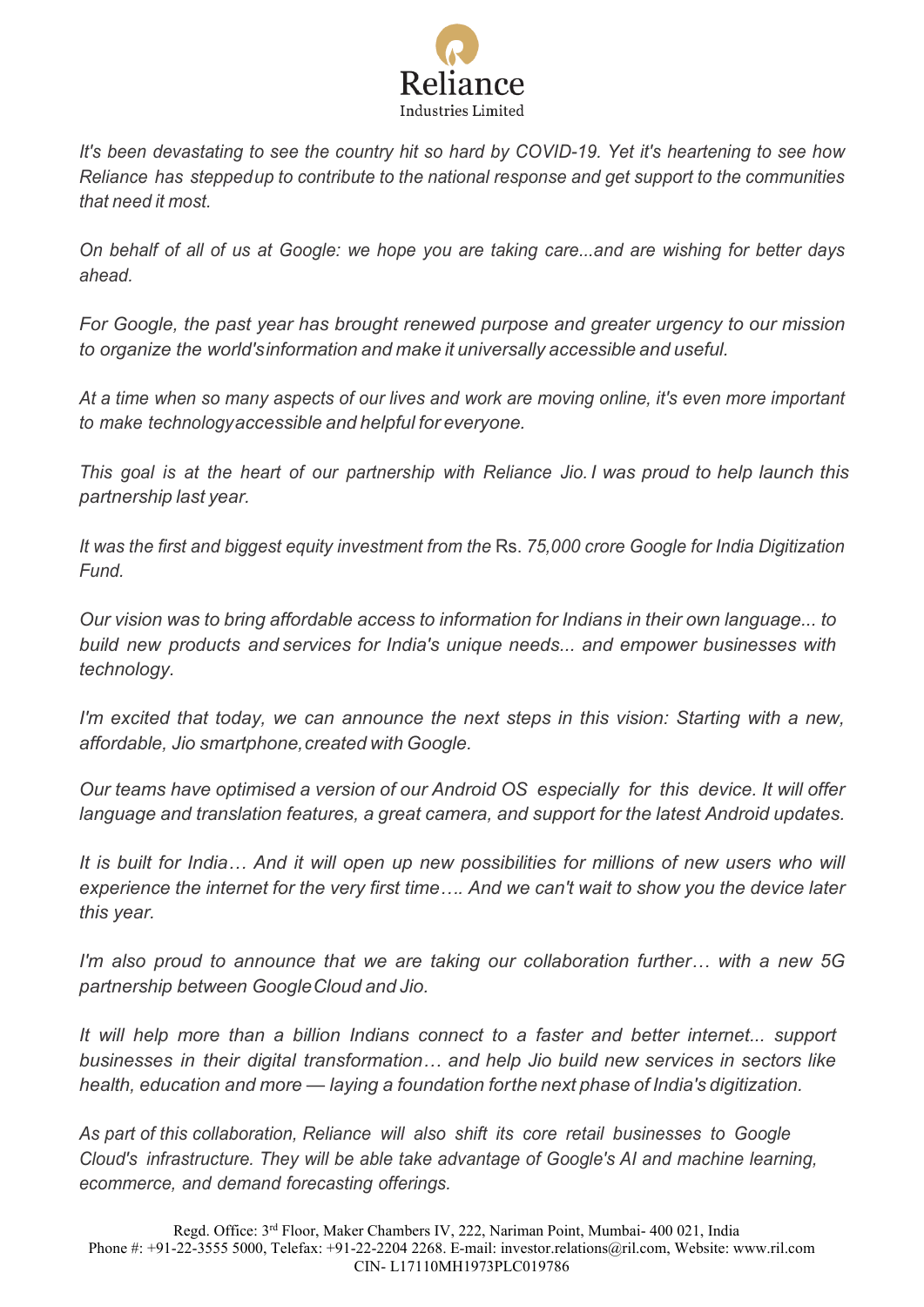*It's been devastating to see the country hit so hard by COVID-19. Yet it's heartening to see how Reliance has stepped up to contribute to the national response and get support to the communities that need it most.*

*On behalf of all of us at Google: we hope you are taking care...and are wishing for better days ahead.*

*For Google, the past year has brought renewed purpose and greater urgency to our mission to organize the world's information and make it universally accessible and useful.*

*At a time when so many aspects of our lives and work are moving online, it's even more important to make technology accessible and helpful for everyone.*

*This goal is at the heart of our partnership with Reliance Jio. I was proud to help launch this partnership last year.*

*It was the first and biggest equity investment from the* Rs. *75,000 crore Google for India Digitization Fund.*

*Our vision was to bring affordable access to information for Indians in their own language... to build new products and services for India's unique needs... and empower businesses with technology.*

*I'm excited that today, we can announce the next steps in this vision: Starting with a new, affordable, Jio smartphone, created with Google.*

*Our teams have optimised a version of our Android OS especially for this device. It will offer language and translation features, a great camera, and support for the latest Android updates.*

*It is built for India… And it will open up new possibilities for millions of new users who will experience the internet for the very first time…. And we can't wait to show you the device later this year.*

*I'm also proud to announce that we are taking our collaboration further… with a new 5G partnership between Google Cloud and Jio.*

*It will help more than a billion Indians connect to a faster and better internet... support businesses in their digital transformation… and help Jio build new services in sectors like health, education and more — laying a foundation for the next phase of India's digitization.*

*As part of this collaboration, Reliance will also shift its core retail businesses to Google Cloud's infrastructure. They will be able take advantage of Google's AI and machine learning, ecommerce, and demand forecasting offerings.*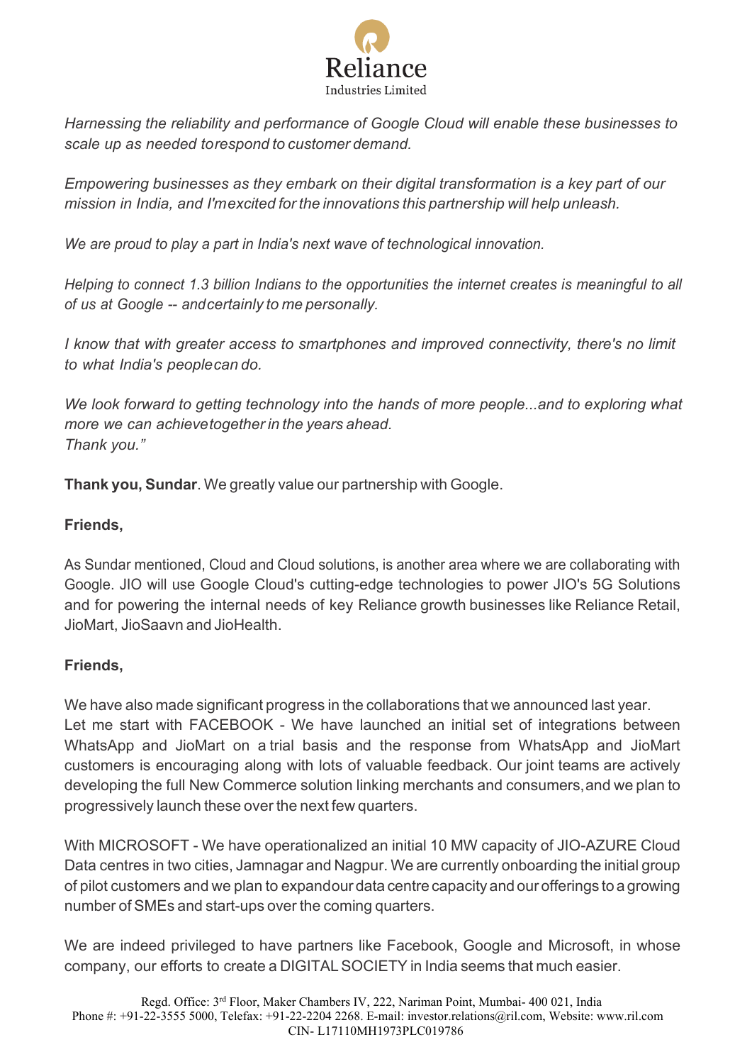*Harnessing the reliability and performance of Google Cloud will enable these businesses to scale up as needed to respond to customer demand.*

*Empowering businesses as they embark on their digital transformation is a key part of our mission in India, and I'm excited for the innovations this partnership will help unleash.*

*We are proud to play a part in India's next wave of technological innovation.*

*Helping to connect 1.3 billion Indians to the opportunities the internet creates is meaningful to all of us at Google -- and certainly to me personally.*

*I know that with greater access to smartphones and improved connectivity, there's no limit to what India's people can do.*

*We look forward to getting technology into the hands of more people...and to exploring what more we can achieve together in the years ahead.*
*Thank you."*

**Thank you, Sundar**. We greatly value our partnership with Google.

**Friends,**

As Sundar mentioned, Cloud and Cloud solutions, is another area where we are collaborating with Google. JIO will use Google Cloud's cutting-edge technologies to power JIO's 5G Solutions and for powering the internal needs of key Reliance growth businesses like Reliance Retail, JioMart, JioSaavn and JioHealth.

**Friends,**

We have also made significant progress in the collaborations that we announced last year.
Let me start with FACEBOOK - We have launched an initial set of integrations between WhatsApp and JioMart on a trial basis and the response from WhatsApp and JioMart customers is encouraging along with lots of valuable feedback. Our joint teams are actively developing the full New Commerce solution linking merchants and consumers, and we plan to progressively launch these over the next few quarters.

With MICROSOFT - We have operationalized an initial 10 MW capacity of JIO-AZURE Cloud Data centres in two cities, Jamnagar and Nagpur. We are currently onboarding the initial group of pilot customers and we plan to expand our data centre capacity and our offerings to a growing number of SMEs and start-ups over the coming quarters.

We are indeed privileged to have partners like Facebook, Google and Microsoft, in whose company, our efforts to create a DIGITAL SOCIETY in India seems that much easier.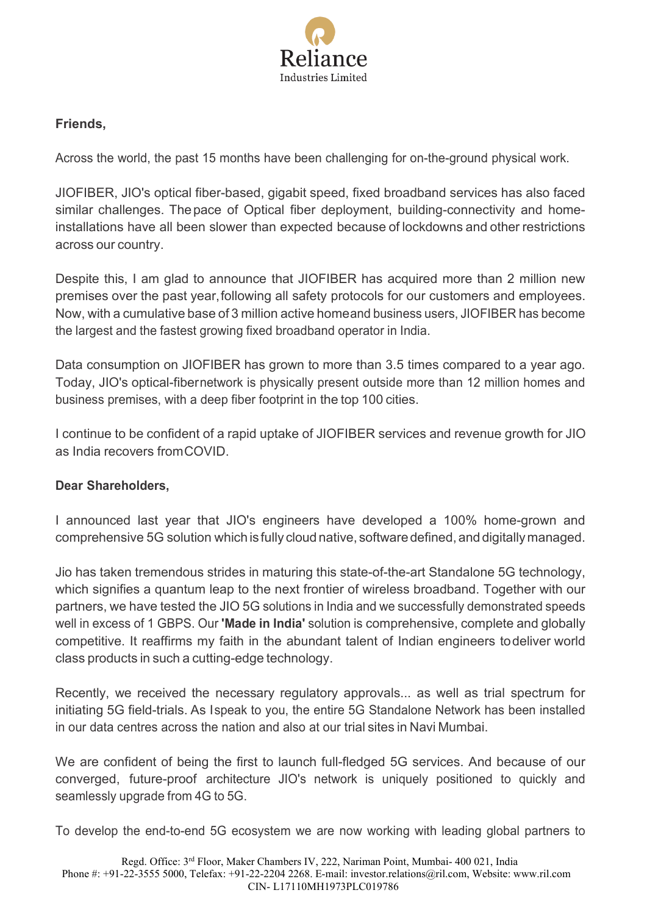**Friends,**

Across the world, the past 15 months have been challenging for on-the-ground physical work.

JIOFIBER, JIO's optical fiber-based, gigabit speed, fixed broadband services has also faced similar challenges. The pace of Optical fiber deployment, building-connectivity and home-installations have all been slower than expected because of lockdowns and other restrictions across our country.

Despite this, I am glad to announce that JIOFIBER has acquired more than 2 million new premises over the past year, following all safety protocols for our customers and employees. Now, with a cumulative base of 3 million active home and business users, JIOFIBER has become the largest and the fastest growing fixed broadband operator in India.

Data consumption on JIOFIBER has grown to more than 3.5 times compared to a year ago. Today, JIO's optical-fiber network is physically present outside more than 12 million homes and business premises, with a deep fiber footprint in the top 100 cities.

I continue to be confident of a rapid uptake of JIOFIBER services and revenue growth for JIO as India recovers from COVID.

**Dear Shareholders,**

I announced last year that JIO's engineers have developed a 100% home-grown and comprehensive 5G solution which is fully cloud native, software defined, and digitally managed.

Jio has taken tremendous strides in maturing this state-of-the-art Standalone 5G technology, which signifies a quantum leap to the next frontier of wireless broadband. Together with our partners, we have tested the JIO 5G solutions in India and we successfully demonstrated speeds well in excess of 1 GBPS. Our **'Made in India'** solution is comprehensive, complete and globally competitive. It reaffirms my faith in the abundant talent of Indian engineers to deliver world class products in such a cutting-edge technology.

Recently, we received the necessary regulatory approvals... as well as trial spectrum for initiating 5G field-trials. As I speak to you, the entire 5G Standalone Network has been installed in our data centres across the nation and also at our trial sites in Navi Mumbai.

We are confident of being the first to launch full-fledged 5G services. And because of our converged, future-proof architecture JIO's network is uniquely positioned to quickly and seamlessly upgrade from 4G to 5G.

To develop the end-to-end 5G ecosystem we are now working with leading global partners to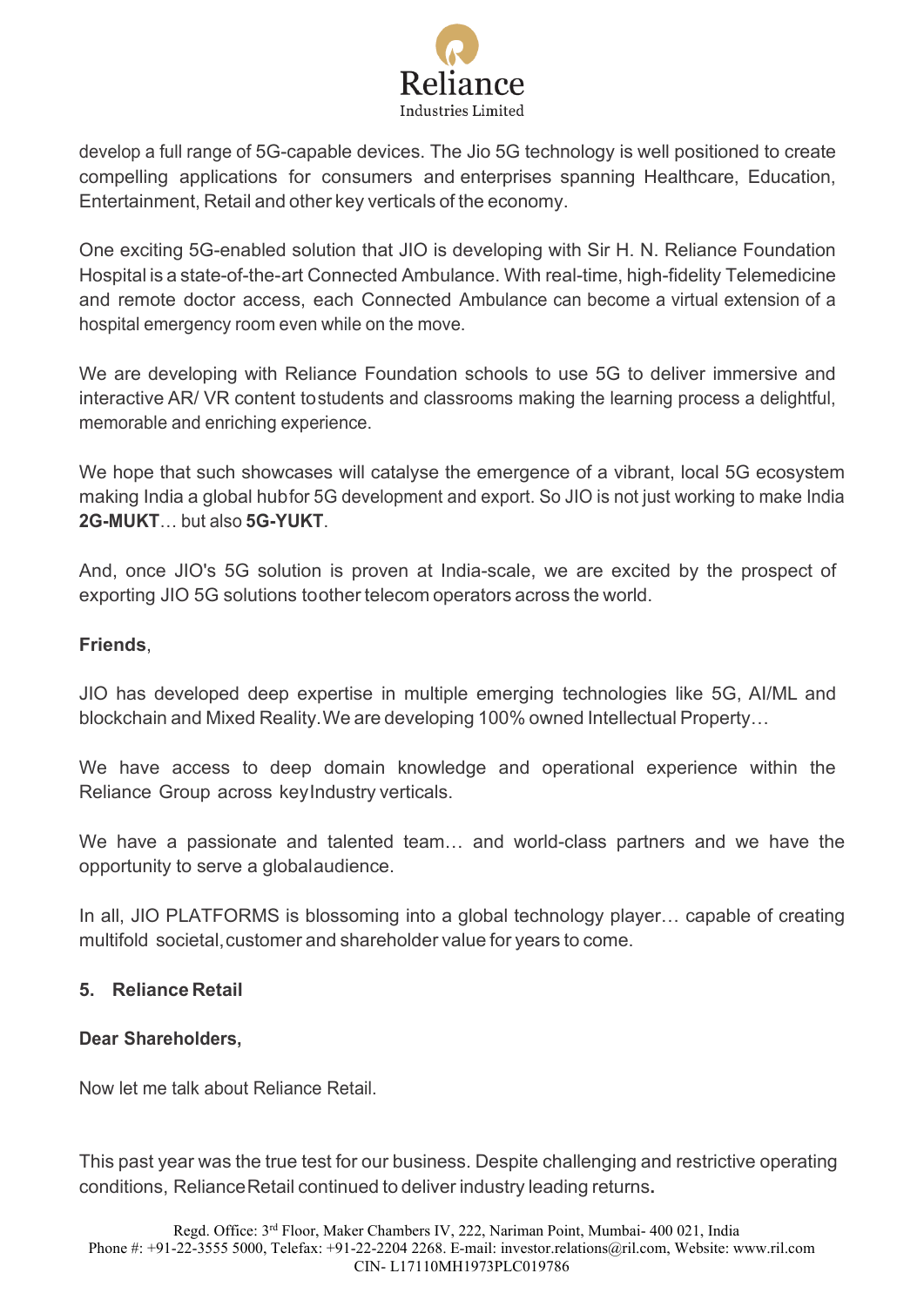develop a full range of 5G-capable devices. The Jio 5G technology is well positioned to create compelling applications for consumers and enterprises spanning Healthcare, Education, Entertainment, Retail and other key verticals of the economy.

One exciting 5G-enabled solution that JIO is developing with Sir H. N. Reliance Foundation Hospital is a state-of-the-art Connected Ambulance. With real-time, high-fidelity Telemedicine and remote doctor access, each Connected Ambulance can become a virtual extension of a hospital emergency room even while on the move.

We are developing with Reliance Foundation schools to use 5G to deliver immersive and interactive AR/ VR content tostudents and classrooms making the learning process a delightful, memorable and enriching experience.

We hope that such showcases will catalyse the emergence of a vibrant, local 5G ecosystem making India a global hubfor 5G development and export. So JIO is not just working to make India **2G-MUKT**… but also **5G-YUKT**.

And, once JIO's 5G solution is proven at India-scale, we are excited by the prospect of exporting JIO 5G solutions toother telecom operators across the world.

**Friends**,

JIO has developed deep expertise in multiple emerging technologies like 5G, AI/ML and blockchain and Mixed Reality. We are developing 100% owned Intellectual Property…

We have access to deep domain knowledge and operational experience within the Reliance Group across keyIndustry verticals.

We have a passionate and talented team… and world-class partners and we have the opportunity to serve a globalaudience.

In all, JIO PLATFORMS is blossoming into a global technology player… capable of creating multifold societal, customer and shareholder value for years to come.

## 5. Reliance Retail

**Dear Shareholders,**

Now let me talk about Reliance Retail.

This past year was the true test for our business. Despite challenging and restrictive operating conditions, Reliance Retail continued to deliver industry leading returns.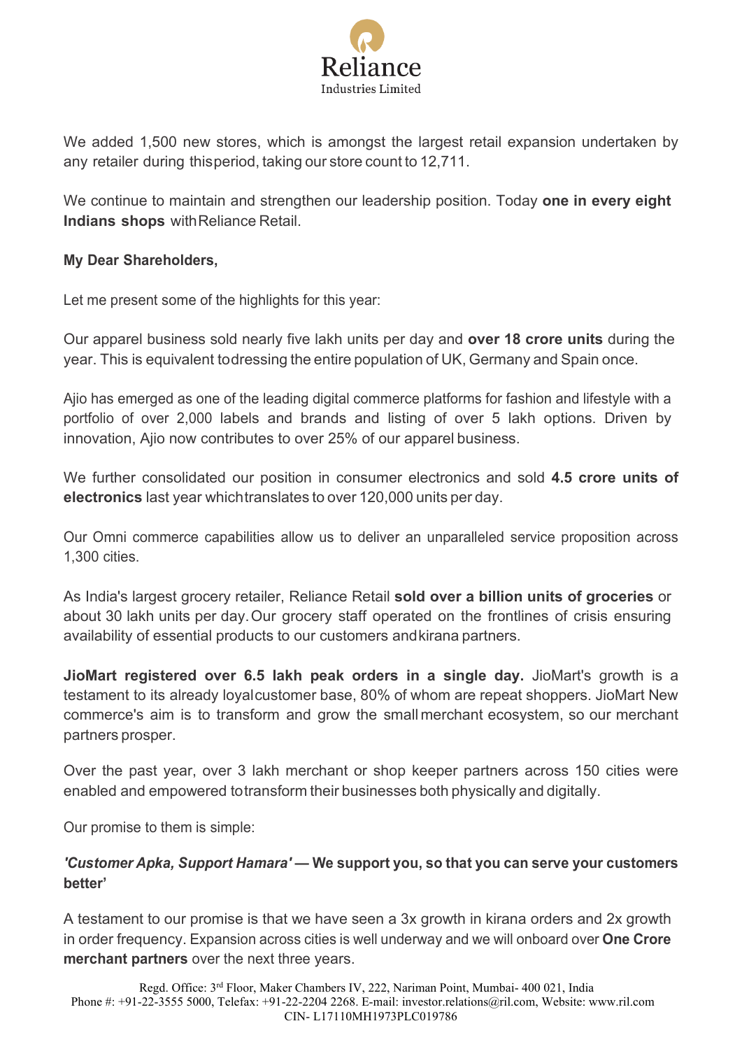We added 1,500 new stores, which is amongst the largest retail expansion undertaken by any retailer during this period, taking our store count to 12,711.

We continue to maintain and strengthen our leadership position. Today **one in every eight Indians shops** with Reliance Retail.

**My Dear Shareholders,**

Let me present some of the highlights for this year:

Our apparel business sold nearly five lakh units per day and **over 18 crore units** during the year. This is equivalent to dressing the entire population of UK, Germany and Spain once.

Ajio has emerged as one of the leading digital commerce platforms for fashion and lifestyle with a portfolio of over 2,000 labels and brands and listing of over 5 lakh options. Driven by innovation, Ajio now contributes to over 25% of our apparel business.

We further consolidated our position in consumer electronics and sold **4.5 crore units of electronics** last year which translates to over 120,000 units per day.

Our Omni commerce capabilities allow us to deliver an unparalleled service proposition across 1,300 cities.

As India's largest grocery retailer, Reliance Retail **sold over a billion units of groceries** or about 30 lakh units per day. Our grocery staff operated on the frontlines of crisis ensuring availability of essential products to our customers and kirana partners.

**JioMart registered over 6.5 lakh peak orders in a single day.** JioMart's growth is a testament to its already loyal customer base, 80% of whom are repeat shoppers. JioMart New commerce's aim is to transform and grow the small merchant ecosystem, so our merchant partners prosper.

Over the past year, over 3 lakh merchant or shop keeper partners across 150 cities were enabled and empowered to transform their businesses both physically and digitally.

Our promise to them is simple:

***'Customer Apka, Support Hamara'*** **— We support you, so that you can serve your customers better'**

A testament to our promise is that we have seen a 3x growth in kirana orders and 2x growth in order frequency. Expansion across cities is well underway and we will onboard over **One Crore merchant partners** over the next three years.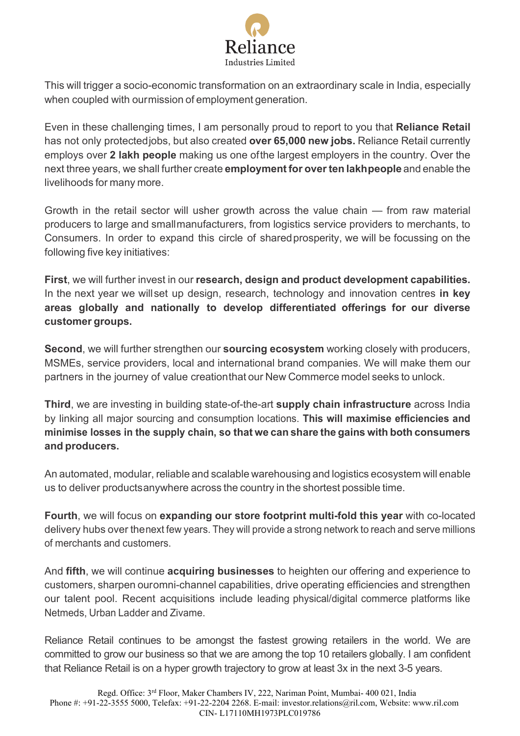This will trigger a socio-economic transformation on an extraordinary scale in India, especially when coupled with our mission of employment generation.

Even in these challenging times, I am personally proud to report to you that **Reliance Retail** has not only protected jobs, but also created **over 65,000 new jobs.** Reliance Retail currently employs over **2 lakh people** making us one of the largest employers in the country. Over the next three years, we shall further create **employment for over ten lakh people** and enable the livelihoods for many more.

Growth in the retail sector will usher growth across the value chain — from raw material producers to large and small manufacturers, from logistics service providers to merchants, to Consumers. In order to expand this circle of shared prosperity, we will be focussing on the following five key initiatives:

**First**, we will further invest in our **research, design and product development capabilities.** In the next year we will set up design, research, technology and innovation centres **in key areas globally and nationally to develop differentiated offerings for our diverse customer groups.**

**Second**, we will further strengthen our **sourcing ecosystem** working closely with producers, MSMEs, service providers, local and international brand companies. We will make them our partners in the journey of value creation that our New Commerce model seeks to unlock.

**Third**, we are investing in building state-of-the-art **supply chain infrastructure** across India by linking all major sourcing and consumption locations. **This will maximise efficiencies and minimise losses in the supply chain, so that we can share the gains with both consumers and producers.**

An automated, modular, reliable and scalable warehousing and logistics ecosystem will enable us to deliver products anywhere across the country in the shortest possible time.

**Fourth**, we will focus on **expanding our store footprint multi-fold this year** with co-located delivery hubs over the next few years. They will provide a strong network to reach and serve millions of merchants and customers.

And **fifth**, we will continue **acquiring businesses** to heighten our offering and experience to customers, sharpen our omni-channel capabilities, drive operating efficiencies and strengthen our talent pool. Recent acquisitions include leading physical/digital commerce platforms like Netmeds, Urban Ladder and Zivame.

Reliance Retail continues to be amongst the fastest growing retailers in the world. We are committed to grow our business so that we are among the top 10 retailers globally. I am confident that Reliance Retail is on a hyper growth trajectory to grow at least 3x in the next 3-5 years.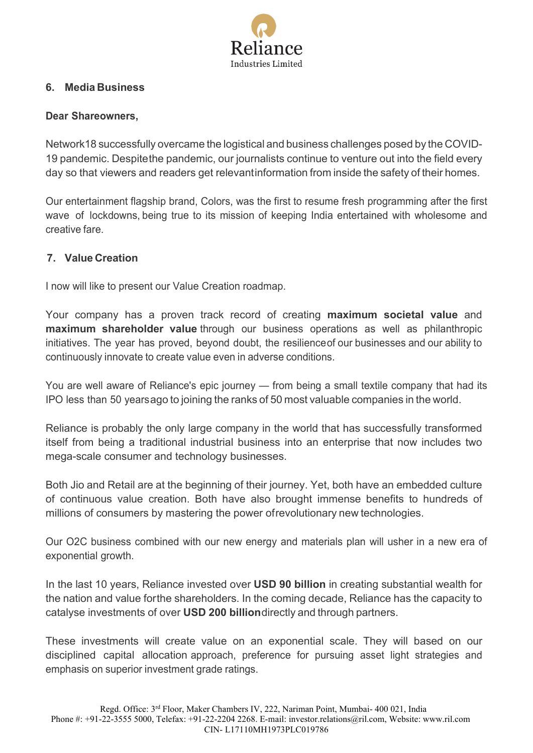## 6. Media Business

**Dear Shareowners,**

Network18 successfully overcame the logistical and business challenges posed by the COVID-19 pandemic. Despite the pandemic, our journalists continue to venture out into the field every day so that viewers and readers get relevant information from inside the safety of their homes.

Our entertainment flagship brand, Colors, was the first to resume fresh programming after the first wave of lockdowns, being true to its mission of keeping India entertained with wholesome and creative fare.

## 7. Value Creation

I now will like to present our Value Creation roadmap.

Your company has a proven track record of creating **maximum societal value** and **maximum shareholder value** through our business operations as well as philanthropic initiatives. The year has proved, beyond doubt, the resilience of our businesses and our ability to continuously innovate to create value even in adverse conditions.

You are well aware of Reliance's epic journey — from being a small textile company that had its IPO less than 50 years ago to joining the ranks of 50 most valuable companies in the world.

Reliance is probably the only large company in the world that has successfully transformed itself from being a traditional industrial business into an enterprise that now includes two mega-scale consumer and technology businesses.

Both Jio and Retail are at the beginning of their journey. Yet, both have an embedded culture of continuous value creation. Both have also brought immense benefits to hundreds of millions of consumers by mastering the power of revolutionary new technologies.

Our O2C business combined with our new energy and materials plan will usher in a new era of exponential growth.

In the last 10 years, Reliance invested over **USD 90 billion** in creating substantial wealth for the nation and value for the shareholders. In the coming decade, Reliance has the capacity to catalyse investments of over **USD 200 billion** directly and through partners.

These investments will create value on an exponential scale. They will based on our disciplined capital allocation approach, preference for pursuing asset light strategies and emphasis on superior investment grade ratings.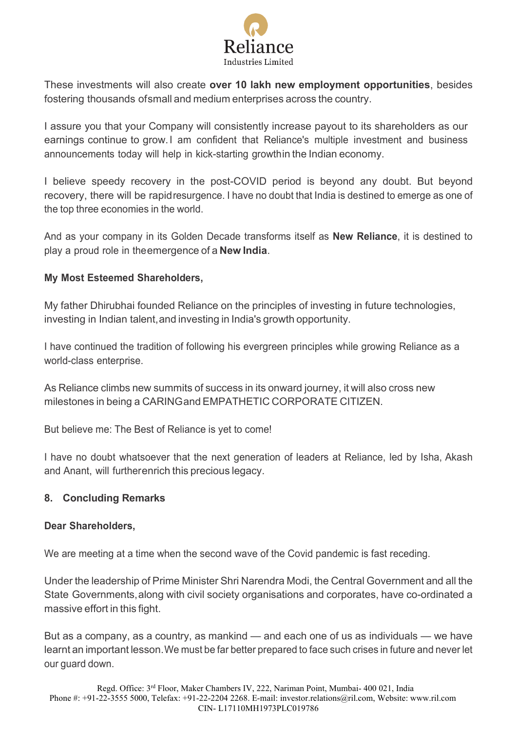These investments will also create **over 10 lakh new employment opportunities**, besides fostering thousands ofsmall and medium enterprises across the country.

I assure you that your Company will consistently increase payout to its shareholders as our earnings continue to grow. I am confident that Reliance's multiple investment and business announcements today will help in kick-starting growthin the Indian economy.

I believe speedy recovery in the post-COVID period is beyond any doubt. But beyond recovery, there will be rapidresurgence. I have no doubt that India is destined to emerge as one of the top three economies in the world.

And as your company in its Golden Decade transforms itself as **New Reliance**, it is destined to play a proud role in theemergence of a **New India**.

**My Most Esteemed Shareholders,**

My father Dhirubhai founded Reliance on the principles of investing in future technologies, investing in Indian talent,and investing in India's growth opportunity.

I have continued the tradition of following his evergreen principles while growing Reliance as a world-class enterprise.

As Reliance climbs new summits of success in its onward journey, it will also cross new milestones in being a CARINGand EMPATHETIC CORPORATE CITIZEN.

But believe me: The Best of Reliance is yet to come!

I have no doubt whatsoever that the next generation of leaders at Reliance, led by Isha, Akash and Anant, will furtherenrich this precious legacy.

## 8. Concluding Remarks

**Dear Shareholders,**

We are meeting at a time when the second wave of the Covid pandemic is fast receding.

Under the leadership of Prime Minister Shri Narendra Modi, the Central Government and all the State Governments,along with civil society organisations and corporates, have co-ordinated a massive effort in this fight.

But as a company, as a country, as mankind — and each one of us as individuals — we have learnt an important lesson.We must be far better prepared to face such crises in future and never let our guard down.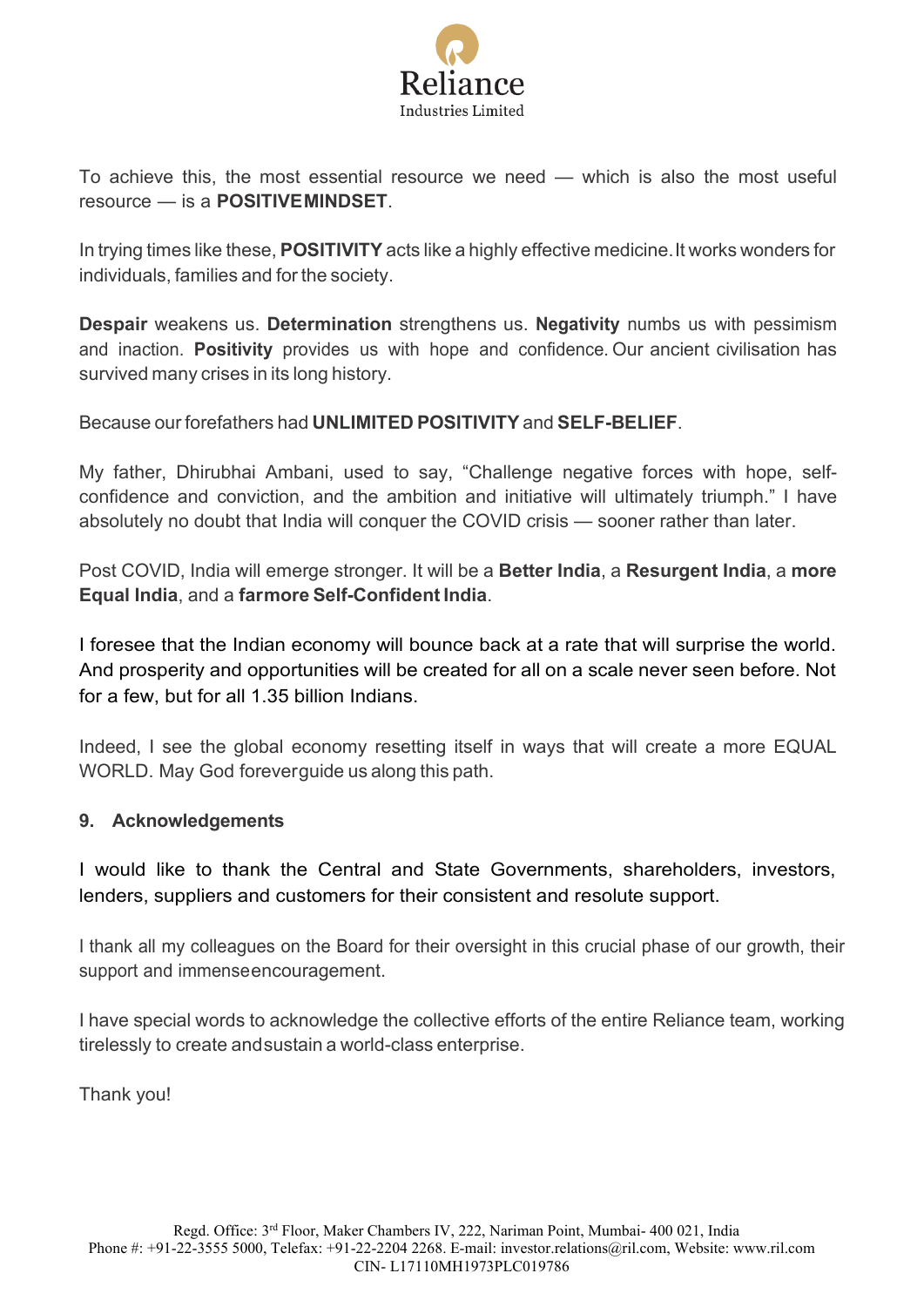To achieve this, the most essential resource we need — which is also the most useful resource — is a **POSITIVE MINDSET**.

In trying times like these, **POSITIVITY** acts like a highly effective medicine. It works wonders for individuals, families and for the society.

**Despair** weakens us. **Determination** strengthens us. **Negativity** numbs us with pessimism and inaction. **Positivity** provides us with hope and confidence. Our ancient civilisation has survived many crises in its long history.

Because our forefathers had **UNLIMITED POSITIVITY** and **SELF-BELIEF**.

My father, Dhirubhai Ambani, used to say, "Challenge negative forces with hope, self-confidence and conviction, and the ambition and initiative will ultimately triumph." I have absolutely no doubt that India will conquer the COVID crisis — sooner rather than later.

Post COVID, India will emerge stronger. It will be a **Better India**, a **Resurgent India**, a **more Equal India**, and a **far more Self-Confident India**.

I foresee that the Indian economy will bounce back at a rate that will surprise the world. And prosperity and opportunities will be created for all on a scale never seen before. Not for a few, but for all 1.35 billion Indians.

Indeed, I see the global economy resetting itself in ways that will create a more EQUAL WORLD. May God forever guide us along this path.

## 9. Acknowledgements

I would like to thank the Central and State Governments, shareholders, investors, lenders, suppliers and customers for their consistent and resolute support.

I thank all my colleagues on the Board for their oversight in this crucial phase of our growth, their support and immense encouragement.

I have special words to acknowledge the collective efforts of the entire Reliance team, working tirelessly to create and sustain a world-class enterprise.

Thank you!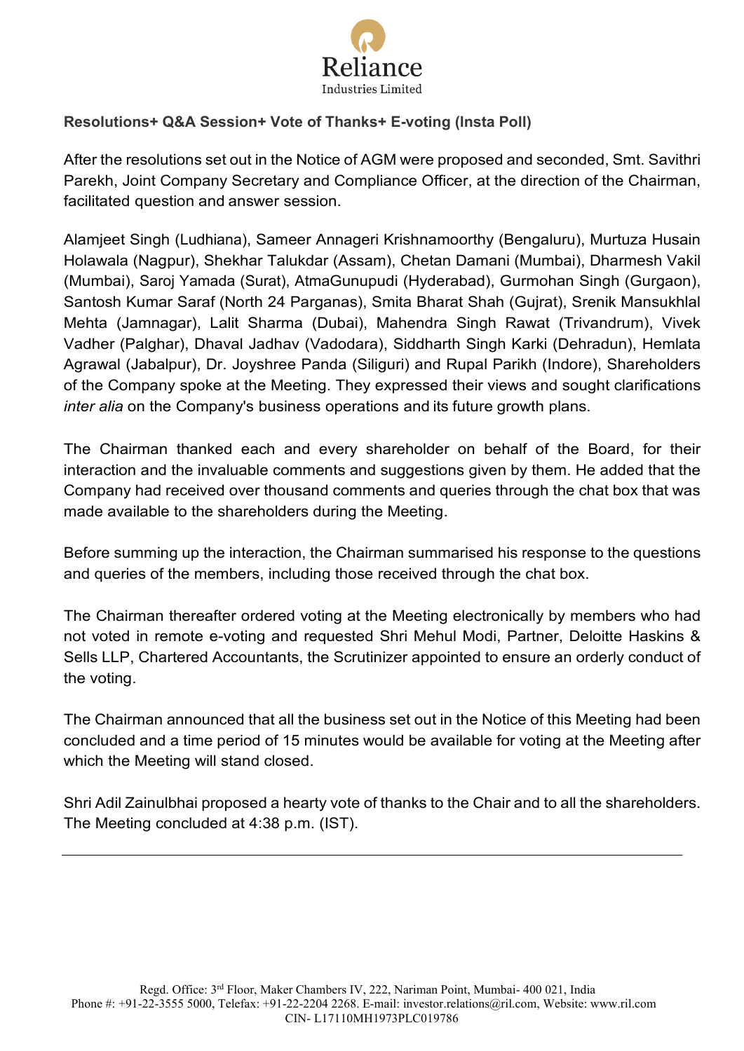**Resolutions+ Q&A Session+ Vote of Thanks+ E-voting (Insta Poll)**

After the resolutions set out in the Notice of AGM were proposed and seconded, Smt. Savithri Parekh, Joint Company Secretary and Compliance Officer, at the direction of the Chairman, facilitated question and answer session.

Alamjeet Singh (Ludhiana), Sameer Annageri Krishnamoorthy (Bengaluru), Murtuza Husain Holawala (Nagpur), Shekhar Talukdar (Assam), Chetan Damani (Mumbai), Dharmesh Vakil (Mumbai), Saroj Yamada (Surat), AtmaGunupudi (Hyderabad), Gurmohan Singh (Gurgaon), Santosh Kumar Saraf (North 24 Parganas), Smita Bharat Shah (Gujrat), Srenik Mansukhlal Mehta (Jamnagar), Lalit Sharma (Dubai), Mahendra Singh Rawat (Trivandrum), Vivek Vadher (Palghar), Dhaval Jadhav (Vadodara), Siddharth Singh Karki (Dehradun), Hemlata Agrawal (Jabalpur), Dr. Joyshree Panda (Siliguri) and Rupal Parikh (Indore), Shareholders of the Company spoke at the Meeting. They expressed their views and sought clarifications *inter alia* on the Company's business operations and its future growth plans.

The Chairman thanked each and every shareholder on behalf of the Board, for their interaction and the invaluable comments and suggestions given by them. He added that the Company had received over thousand comments and queries through the chat box that was made available to the shareholders during the Meeting.

Before summing up the interaction, the Chairman summarised his response to the questions and queries of the members, including those received through the chat box.

The Chairman thereafter ordered voting at the Meeting electronically by members who had not voted in remote e-voting and requested Shri Mehul Modi, Partner, Deloitte Haskins & Sells LLP, Chartered Accountants, the Scrutinizer appointed to ensure an orderly conduct of the voting.

The Chairman announced that all the business set out in the Notice of this Meeting had been concluded and a time period of 15 minutes would be available for voting at the Meeting after which the Meeting will stand closed.

Shri Adil Zainulbhai proposed a hearty vote of thanks to the Chair and to all the shareholders. The Meeting concluded at 4:38 p.m. (IST).

---